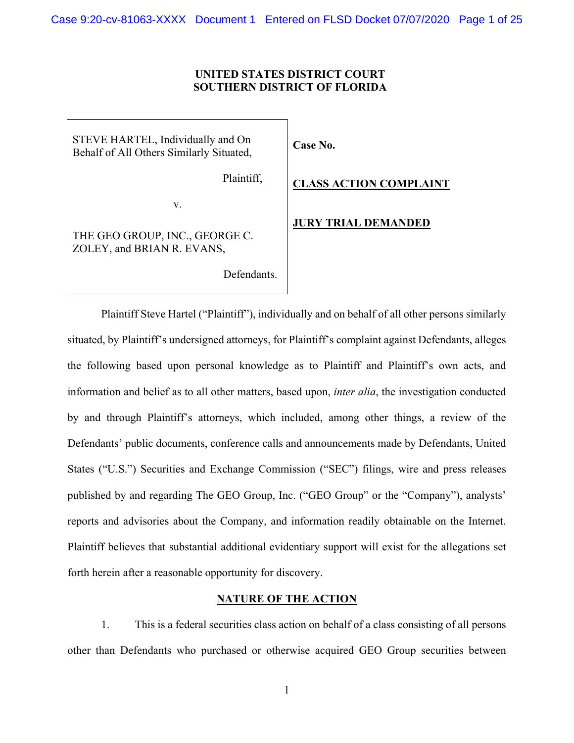**UNITED STATES DISTRICT COURT**
**SOUTHERN DISTRICT OF FLORIDA**

| | |
|---|---|
| STEVE HARTEL, Individually and On Behalf of All Others Similarly Situated,<br><br>Plaintiff,<br><br>v.<br><br>THE GEO GROUP, INC., GEORGE C. ZOLEY, and BRIAN R. EVANS,<br><br>Defendants. | **Case No.**<br><br>**CLASS ACTION COMPLAINT**<br><br>**JURY TRIAL DEMANDED** |

Plaintiff Steve Hartel ("Plaintiff"), individually and on behalf of all other persons similarly situated, by Plaintiff's undersigned attorneys, for Plaintiff's complaint against Defendants, alleges the following based upon personal knowledge as to Plaintiff and Plaintiff's own acts, and information and belief as to all other matters, based upon, *inter alia*, the investigation conducted by and through Plaintiff's attorneys, which included, among other things, a review of the Defendants' public documents, conference calls and announcements made by Defendants, United States ("U.S.") Securities and Exchange Commission ("SEC") filings, wire and press releases published by and regarding The GEO Group, Inc. ("GEO Group" or the "Company"), analysts' reports and advisories about the Company, and information readily obtainable on the Internet. Plaintiff believes that substantial additional evidentiary support will exist for the allegations set forth herein after a reasonable opportunity for discovery.

## NATURE OF THE ACTION

1. This is a federal securities class action on behalf of a class consisting of all persons other than Defendants who purchased or otherwise acquired GEO Group securities between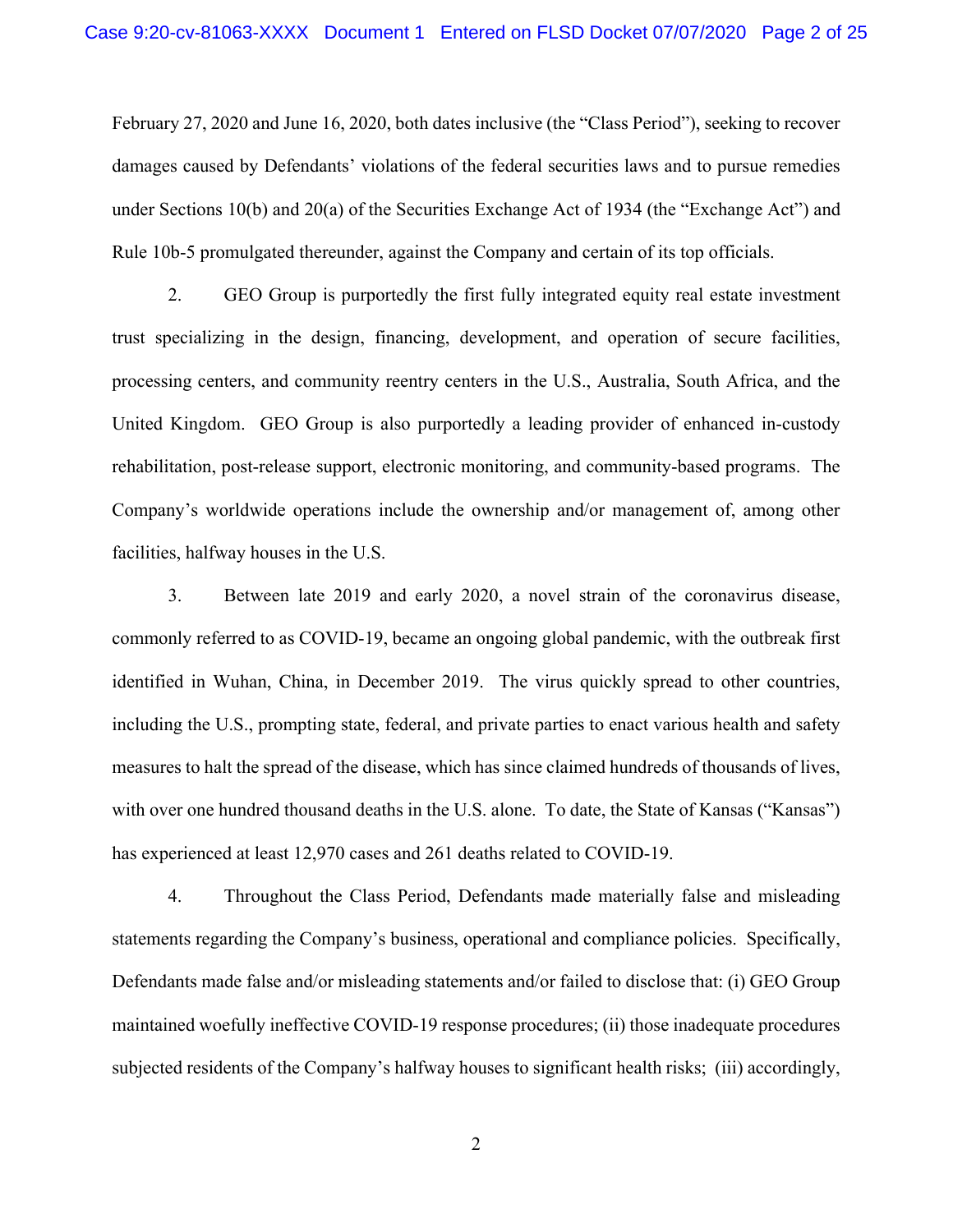February 27, 2020 and June 16, 2020, both dates inclusive (the "Class Period"), seeking to recover damages caused by Defendants' violations of the federal securities laws and to pursue remedies under Sections 10(b) and 20(a) of the Securities Exchange Act of 1934 (the "Exchange Act") and Rule 10b-5 promulgated thereunder, against the Company and certain of its top officials.

2. GEO Group is purportedly the first fully integrated equity real estate investment trust specializing in the design, financing, development, and operation of secure facilities, processing centers, and community reentry centers in the U.S., Australia, South Africa, and the United Kingdom. GEO Group is also purportedly a leading provider of enhanced in-custody rehabilitation, post-release support, electronic monitoring, and community-based programs. The Company's worldwide operations include the ownership and/or management of, among other facilities, halfway houses in the U.S.

3. Between late 2019 and early 2020, a novel strain of the coronavirus disease, commonly referred to as COVID-19, became an ongoing global pandemic, with the outbreak first identified in Wuhan, China, in December 2019. The virus quickly spread to other countries, including the U.S., prompting state, federal, and private parties to enact various health and safety measures to halt the spread of the disease, which has since claimed hundreds of thousands of lives, with over one hundred thousand deaths in the U.S. alone. To date, the State of Kansas ("Kansas") has experienced at least 12,970 cases and 261 deaths related to COVID-19.

4. Throughout the Class Period, Defendants made materially false and misleading statements regarding the Company's business, operational and compliance policies. Specifically, Defendants made false and/or misleading statements and/or failed to disclose that: (i) GEO Group maintained woefully ineffective COVID-19 response procedures; (ii) those inadequate procedures subjected residents of the Company's halfway houses to significant health risks; (iii) accordingly,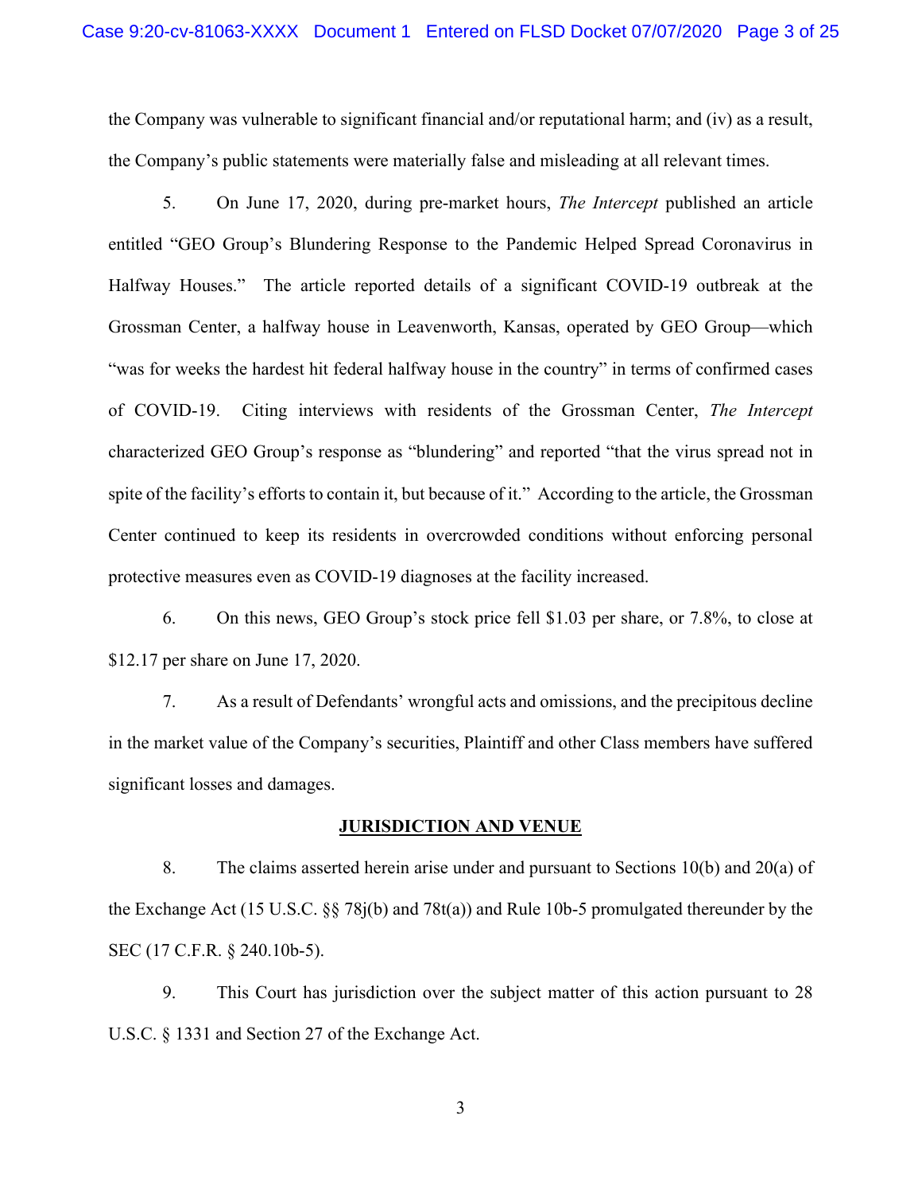the Company was vulnerable to significant financial and/or reputational harm; and (iv) as a result, the Company's public statements were materially false and misleading at all relevant times.

5. On June 17, 2020, during pre-market hours, *The Intercept* published an article entitled "GEO Group's Blundering Response to the Pandemic Helped Spread Coronavirus in Halfway Houses." The article reported details of a significant COVID-19 outbreak at the Grossman Center, a halfway house in Leavenworth, Kansas, operated by GEO Group—which "was for weeks the hardest hit federal halfway house in the country" in terms of confirmed cases of COVID-19. Citing interviews with residents of the Grossman Center, *The Intercept* characterized GEO Group's response as "blundering" and reported "that the virus spread not in spite of the facility's efforts to contain it, but because of it." According to the article, the Grossman Center continued to keep its residents in overcrowded conditions without enforcing personal protective measures even as COVID-19 diagnoses at the facility increased.

6. On this news, GEO Group's stock price fell $1.03 per share, or 7.8%, to close at $12.17 per share on June 17, 2020.

7. As a result of Defendants' wrongful acts and omissions, and the precipitous decline in the market value of the Company's securities, Plaintiff and other Class members have suffered significant losses and damages.

## JURISDICTION AND VENUE

8. The claims asserted herein arise under and pursuant to Sections 10(b) and 20(a) of the Exchange Act (15 U.S.C. §§ 78j(b) and 78t(a)) and Rule 10b-5 promulgated thereunder by the SEC (17 C.F.R. § 240.10b-5).

9. This Court has jurisdiction over the subject matter of this action pursuant to 28 U.S.C. § 1331 and Section 27 of the Exchange Act.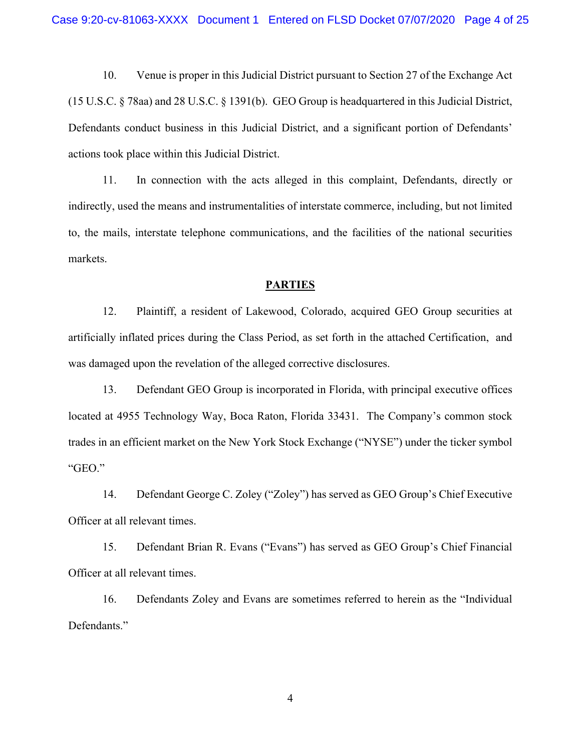10. Venue is proper in this Judicial District pursuant to Section 27 of the Exchange Act (15 U.S.C. § 78aa) and 28 U.S.C. § 1391(b). GEO Group is headquartered in this Judicial District, Defendants conduct business in this Judicial District, and a significant portion of Defendants' actions took place within this Judicial District.

11. In connection with the acts alleged in this complaint, Defendants, directly or indirectly, used the means and instrumentalities of interstate commerce, including, but not limited to, the mails, interstate telephone communications, and the facilities of the national securities markets.

## PARTIES

12. Plaintiff, a resident of Lakewood, Colorado, acquired GEO Group securities at artificially inflated prices during the Class Period, as set forth in the attached Certification, and was damaged upon the revelation of the alleged corrective disclosures.

13. Defendant GEO Group is incorporated in Florida, with principal executive offices located at 4955 Technology Way, Boca Raton, Florida 33431. The Company's common stock trades in an efficient market on the New York Stock Exchange ("NYSE") under the ticker symbol "GEO."

14. Defendant George C. Zoley ("Zoley") has served as GEO Group's Chief Executive Officer at all relevant times.

15. Defendant Brian R. Evans ("Evans") has served as GEO Group's Chief Financial Officer at all relevant times.

16. Defendants Zoley and Evans are sometimes referred to herein as the "Individual Defendants."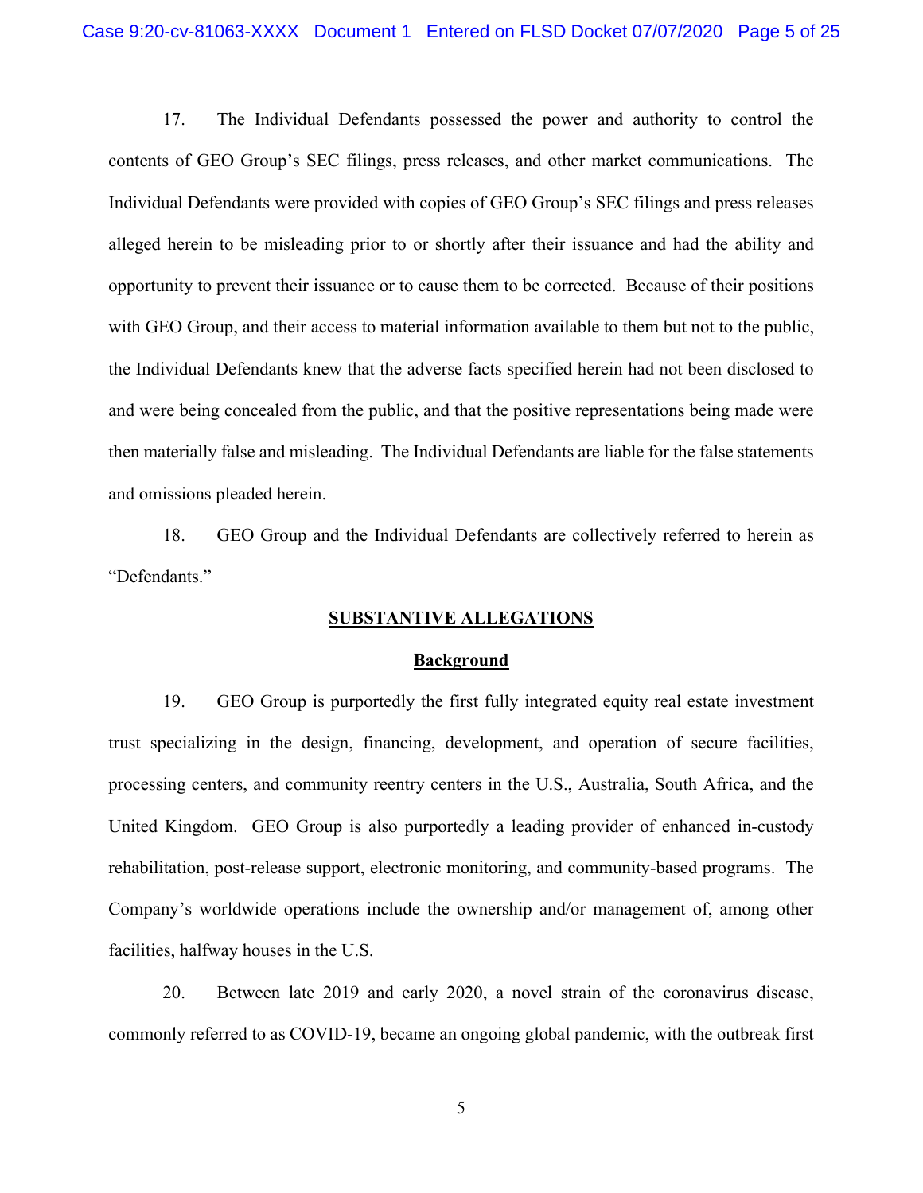17. The Individual Defendants possessed the power and authority to control the contents of GEO Group's SEC filings, press releases, and other market communications. The Individual Defendants were provided with copies of GEO Group's SEC filings and press releases alleged herein to be misleading prior to or shortly after their issuance and had the ability and opportunity to prevent their issuance or to cause them to be corrected. Because of their positions with GEO Group, and their access to material information available to them but not to the public, the Individual Defendants knew that the adverse facts specified herein had not been disclosed to and were being concealed from the public, and that the positive representations being made were then materially false and misleading. The Individual Defendants are liable for the false statements and omissions pleaded herein.

18. GEO Group and the Individual Defendants are collectively referred to herein as "Defendants."

## SUBSTANTIVE ALLEGATIONS

### Background

19. GEO Group is purportedly the first fully integrated equity real estate investment trust specializing in the design, financing, development, and operation of secure facilities, processing centers, and community reentry centers in the U.S., Australia, South Africa, and the United Kingdom. GEO Group is also purportedly a leading provider of enhanced in-custody rehabilitation, post-release support, electronic monitoring, and community-based programs. The Company's worldwide operations include the ownership and/or management of, among other facilities, halfway houses in the U.S.

20. Between late 2019 and early 2020, a novel strain of the coronavirus disease, commonly referred to as COVID-19, became an ongoing global pandemic, with the outbreak first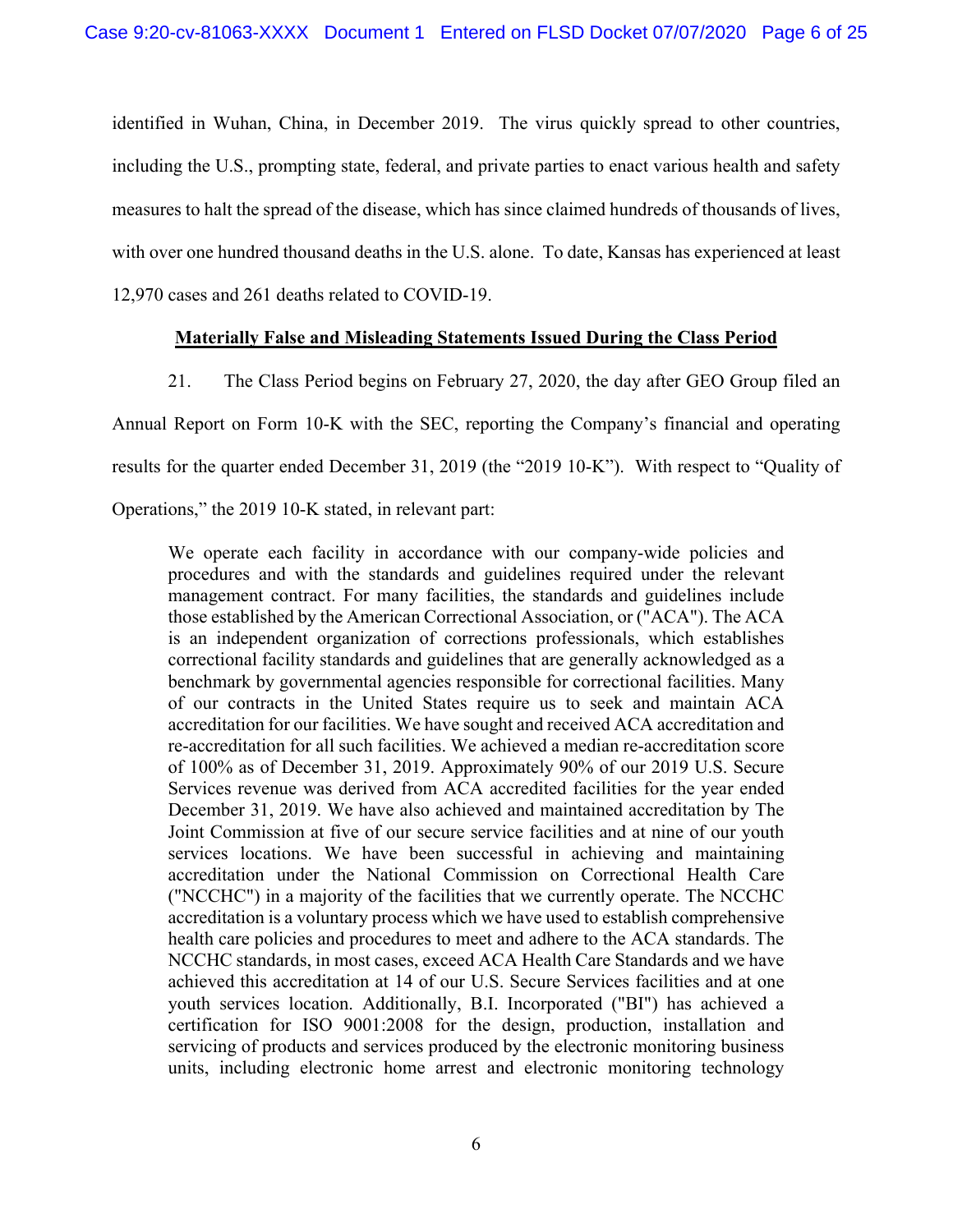identified in Wuhan, China, in December 2019. The virus quickly spread to other countries, including the U.S., prompting state, federal, and private parties to enact various health and safety measures to halt the spread of the disease, which has since claimed hundreds of thousands of lives, with over one hundred thousand deaths in the U.S. alone. To date, Kansas has experienced at least 12,970 cases and 261 deaths related to COVID-19.

**Materially False and Misleading Statements Issued During the Class Period**

21. The Class Period begins on February 27, 2020, the day after GEO Group filed an Annual Report on Form 10-K with the SEC, reporting the Company's financial and operating results for the quarter ended December 31, 2019 (the "2019 10-K"). With respect to "Quality of Operations," the 2019 10-K stated, in relevant part:

> We operate each facility in accordance with our company-wide policies and procedures and with the standards and guidelines required under the relevant management contract. For many facilities, the standards and guidelines include those established by the American Correctional Association, or ("ACA"). The ACA is an independent organization of corrections professionals, which establishes correctional facility standards and guidelines that are generally acknowledged as a benchmark by governmental agencies responsible for correctional facilities. Many of our contracts in the United States require us to seek and maintain ACA accreditation for our facilities. We have sought and received ACA accreditation and re-accreditation for all such facilities. We achieved a median re-accreditation score of 100% as of December 31, 2019. Approximately 90% of our 2019 U.S. Secure Services revenue was derived from ACA accredited facilities for the year ended December 31, 2019. We have also achieved and maintained accreditation by The Joint Commission at five of our secure service facilities and at nine of our youth services locations. We have been successful in achieving and maintaining accreditation under the National Commission on Correctional Health Care ("NCCHC") in a majority of the facilities that we currently operate. The NCCHC accreditation is a voluntary process which we have used to establish comprehensive health care policies and procedures to meet and adhere to the ACA standards. The NCCHC standards, in most cases, exceed ACA Health Care Standards and we have achieved this accreditation at 14 of our U.S. Secure Services facilities and at one youth services location. Additionally, B.I. Incorporated ("BI") has achieved a certification for ISO 9001:2008 for the design, production, installation and servicing of products and services produced by the electronic monitoring business units, including electronic home arrest and electronic monitoring technology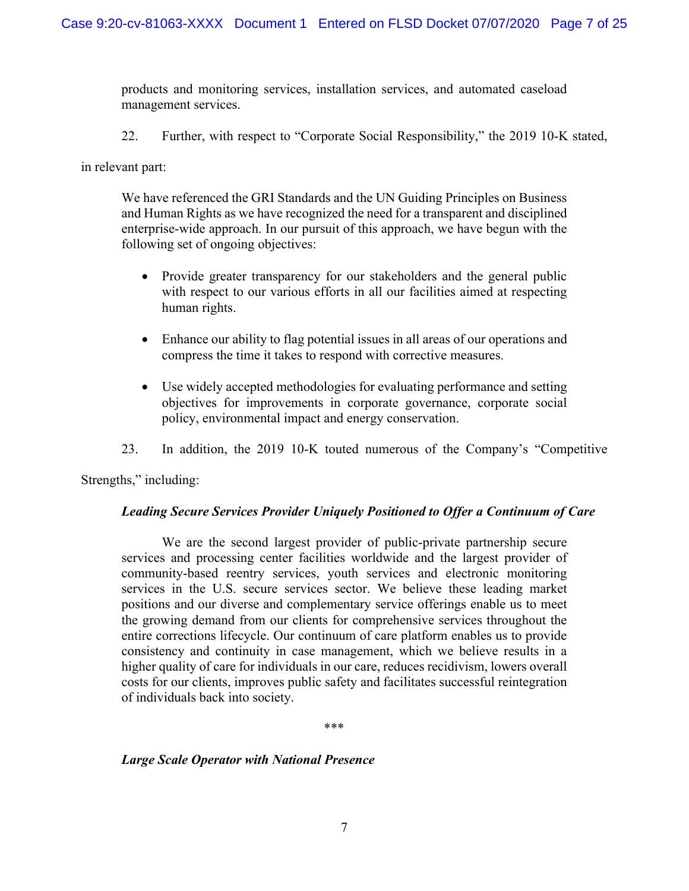products and monitoring services, installation services, and automated caseload management services.

22. Further, with respect to "Corporate Social Responsibility," the 2019 10-K stated, in relevant part:

> We have referenced the GRI Standards and the UN Guiding Principles on Business and Human Rights as we have recognized the need for a transparent and disciplined enterprise-wide approach. In our pursuit of this approach, we have begun with the following set of ongoing objectives:
>
> - Provide greater transparency for our stakeholders and the general public with respect to our various efforts in all our facilities aimed at respecting human rights.
> - Enhance our ability to flag potential issues in all areas of our operations and compress the time it takes to respond with corrective measures.
> - Use widely accepted methodologies for evaluating performance and setting objectives for improvements in corporate governance, corporate social policy, environmental impact and energy conservation.

23. In addition, the 2019 10-K touted numerous of the Company's "Competitive Strengths," including:

> ***Leading Secure Services Provider Uniquely Positioned to Offer a Continuum of Care***
>
> We are the second largest provider of public-private partnership secure services and processing center facilities worldwide and the largest provider of community-based reentry services, youth services and electronic monitoring services in the U.S. secure services sector. We believe these leading market positions and our diverse and complementary service offerings enable us to meet the growing demand from our clients for comprehensive services throughout the entire corrections lifecycle. Our continuum of care platform enables us to provide consistency and continuity in case management, which we believe results in a higher quality of care for individuals in our care, reduces recidivism, lowers overall costs for our clients, improves public safety and facilitates successful reintegration of individuals back into society.
>
> \*\*\*
>
> ***Large Scale Operator with National Presence***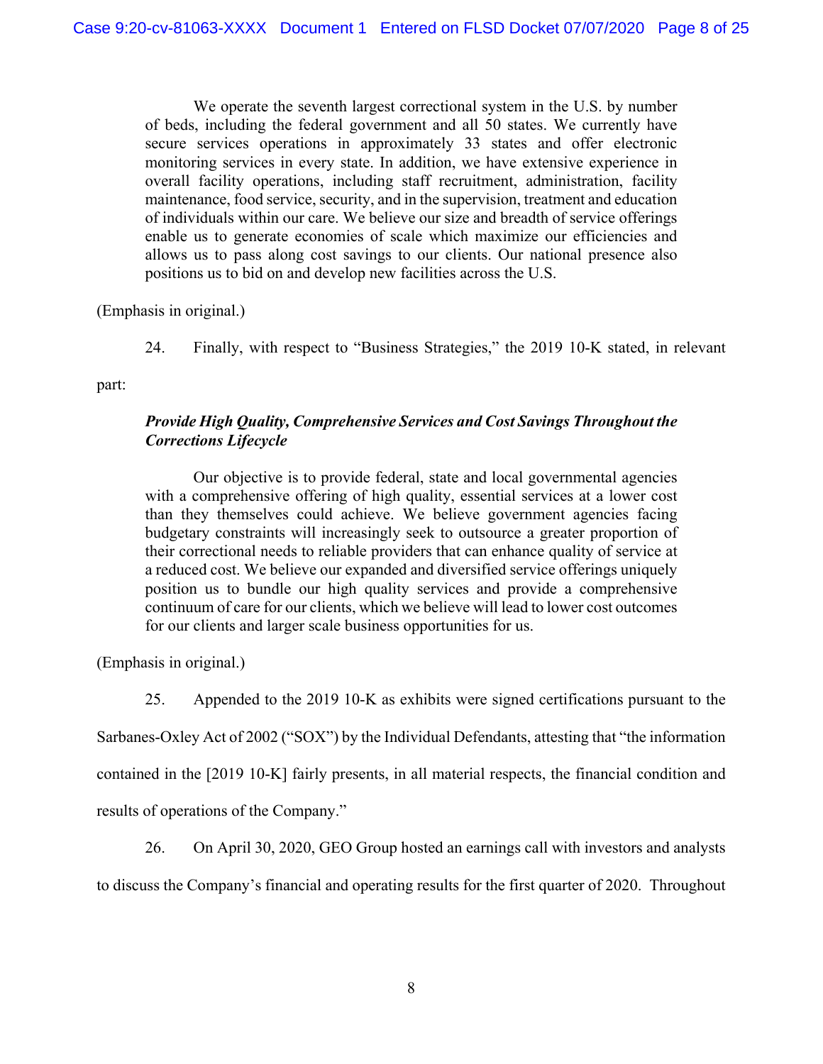> We operate the seventh largest correctional system in the U.S. by number of beds, including the federal government and all 50 states. We currently have secure services operations in approximately 33 states and offer electronic monitoring services in every state. In addition, we have extensive experience in overall facility operations, including staff recruitment, administration, facility maintenance, food service, security, and in the supervision, treatment and education of individuals within our care. We believe our size and breadth of service offerings enable us to generate economies of scale which maximize our efficiencies and allows us to pass along cost savings to our clients. Our national presence also positions us to bid on and develop new facilities across the U.S.

(Emphasis in original.)

24. Finally, with respect to "Business Strategies," the 2019 10-K stated, in relevant part:

> ***Provide High Quality, Comprehensive Services and Cost Savings Throughout the Corrections Lifecycle***
>
> Our objective is to provide federal, state and local governmental agencies with a comprehensive offering of high quality, essential services at a lower cost than they themselves could achieve. We believe government agencies facing budgetary constraints will increasingly seek to outsource a greater proportion of their correctional needs to reliable providers that can enhance quality of service at a reduced cost. We believe our expanded and diversified service offerings uniquely position us to bundle our high quality services and provide a comprehensive continuum of care for our clients, which we believe will lead to lower cost outcomes for our clients and larger scale business opportunities for us.

(Emphasis in original.)

25. Appended to the 2019 10-K as exhibits were signed certifications pursuant to the Sarbanes-Oxley Act of 2002 ("SOX") by the Individual Defendants, attesting that "the information contained in the [2019 10-K] fairly presents, in all material respects, the financial condition and results of operations of the Company."

26. On April 30, 2020, GEO Group hosted an earnings call with investors and analysts to discuss the Company's financial and operating results for the first quarter of 2020. Throughout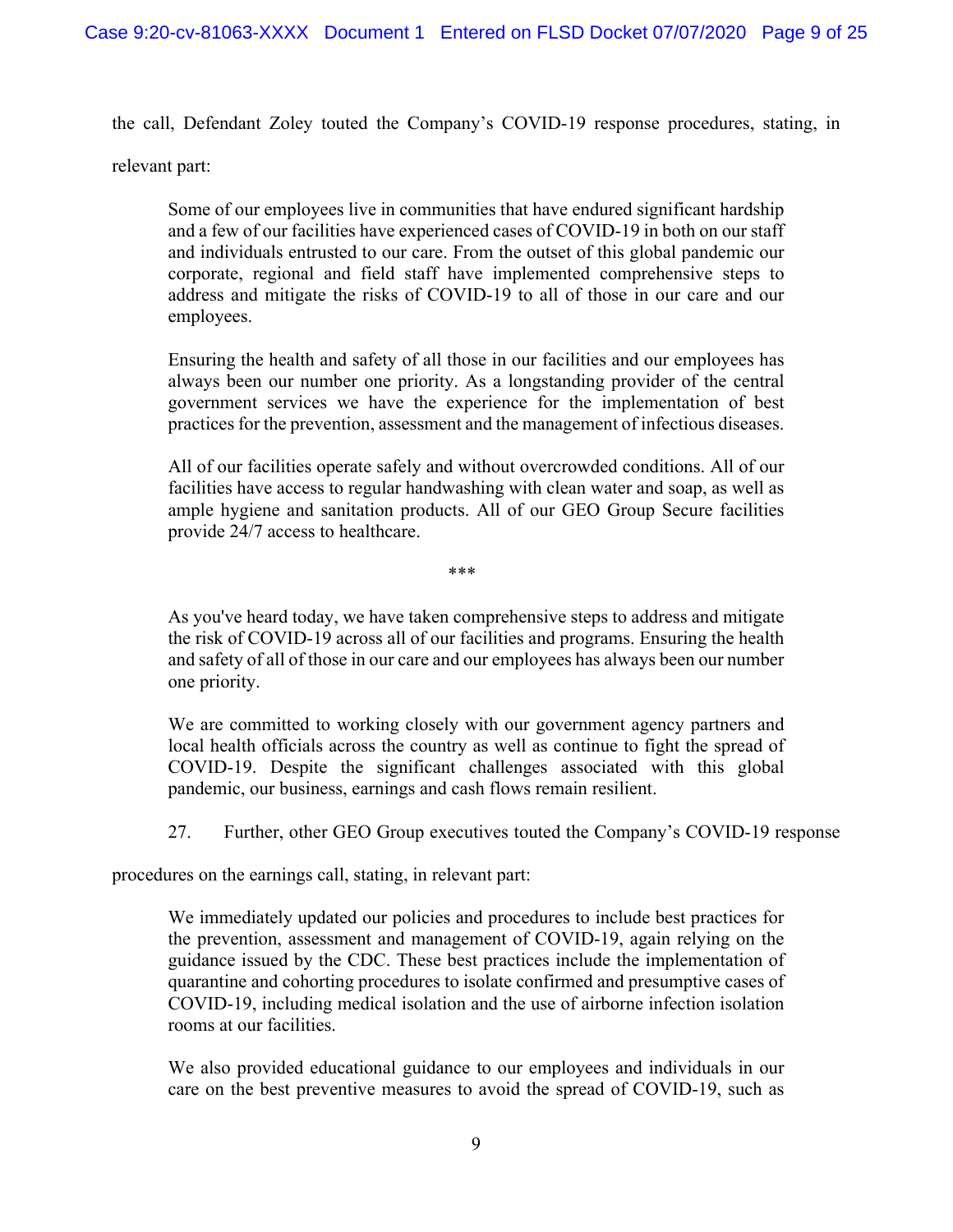the call, Defendant Zoley touted the Company's COVID-19 response procedures, stating, in relevant part:

> Some of our employees live in communities that have endured significant hardship and a few of our facilities have experienced cases of COVID-19 in both on our staff and individuals entrusted to our care. From the outset of this global pandemic our corporate, regional and field staff have implemented comprehensive steps to address and mitigate the risks of COVID-19 to all of those in our care and our employees.
>
> Ensuring the health and safety of all those in our facilities and our employees has always been our number one priority. As a longstanding provider of the central government services we have the experience for the implementation of best practices for the prevention, assessment and the management of infectious diseases.
>
> All of our facilities operate safely and without overcrowded conditions. All of our facilities have access to regular handwashing with clean water and soap, as well as ample hygiene and sanitation products. All of our GEO Group Secure facilities provide 24/7 access to healthcare.
>
> \*\*\*
>
> As you've heard today, we have taken comprehensive steps to address and mitigate the risk of COVID-19 across all of our facilities and programs. Ensuring the health and safety of all of those in our care and our employees has always been our number one priority.
>
> We are committed to working closely with our government agency partners and local health officials across the country as well as continue to fight the spread of COVID-19. Despite the significant challenges associated with this global pandemic, our business, earnings and cash flows remain resilient.

27. Further, other GEO Group executives touted the Company's COVID-19 response procedures on the earnings call, stating, in relevant part:

> We immediately updated our policies and procedures to include best practices for the prevention, assessment and management of COVID-19, again relying on the guidance issued by the CDC. These best practices include the implementation of quarantine and cohorting procedures to isolate confirmed and presumptive cases of COVID-19, including medical isolation and the use of airborne infection isolation rooms at our facilities.
>
> We also provided educational guidance to our employees and individuals in our care on the best preventive measures to avoid the spread of COVID-19, such as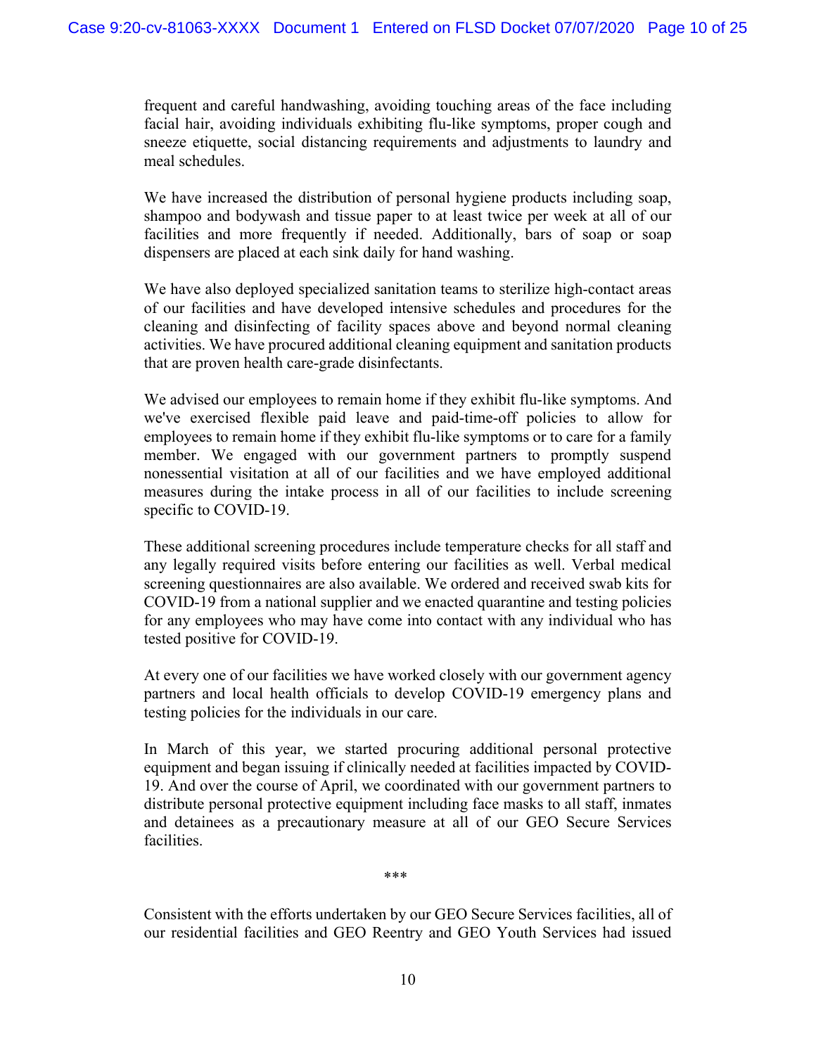frequent and careful handwashing, avoiding touching areas of the face including facial hair, avoiding individuals exhibiting flu-like symptoms, proper cough and sneeze etiquette, social distancing requirements and adjustments to laundry and meal schedules.

We have increased the distribution of personal hygiene products including soap, shampoo and bodywash and tissue paper to at least twice per week at all of our facilities and more frequently if needed. Additionally, bars of soap or soap dispensers are placed at each sink daily for hand washing.

We have also deployed specialized sanitation teams to sterilize high-contact areas of our facilities and have developed intensive schedules and procedures for the cleaning and disinfecting of facility spaces above and beyond normal cleaning activities. We have procured additional cleaning equipment and sanitation products that are proven health care-grade disinfectants.

We advised our employees to remain home if they exhibit flu-like symptoms. And we've exercised flexible paid leave and paid-time-off policies to allow for employees to remain home if they exhibit flu-like symptoms or to care for a family member. We engaged with our government partners to promptly suspend nonessential visitation at all of our facilities and we have employed additional measures during the intake process in all of our facilities to include screening specific to COVID-19.

These additional screening procedures include temperature checks for all staff and any legally required visits before entering our facilities as well. Verbal medical screening questionnaires are also available. We ordered and received swab kits for COVID-19 from a national supplier and we enacted quarantine and testing policies for any employees who may have come into contact with any individual who has tested positive for COVID-19.

At every one of our facilities we have worked closely with our government agency partners and local health officials to develop COVID-19 emergency plans and testing policies for the individuals in our care.

In March of this year, we started procuring additional personal protective equipment and began issuing if clinically needed at facilities impacted by COVID-19. And over the course of April, we coordinated with our government partners to distribute personal protective equipment including face masks to all staff, inmates and detainees as a precautionary measure at all of our GEO Secure Services facilities.

***

Consistent with the efforts undertaken by our GEO Secure Services facilities, all of our residential facilities and GEO Reentry and GEO Youth Services had issued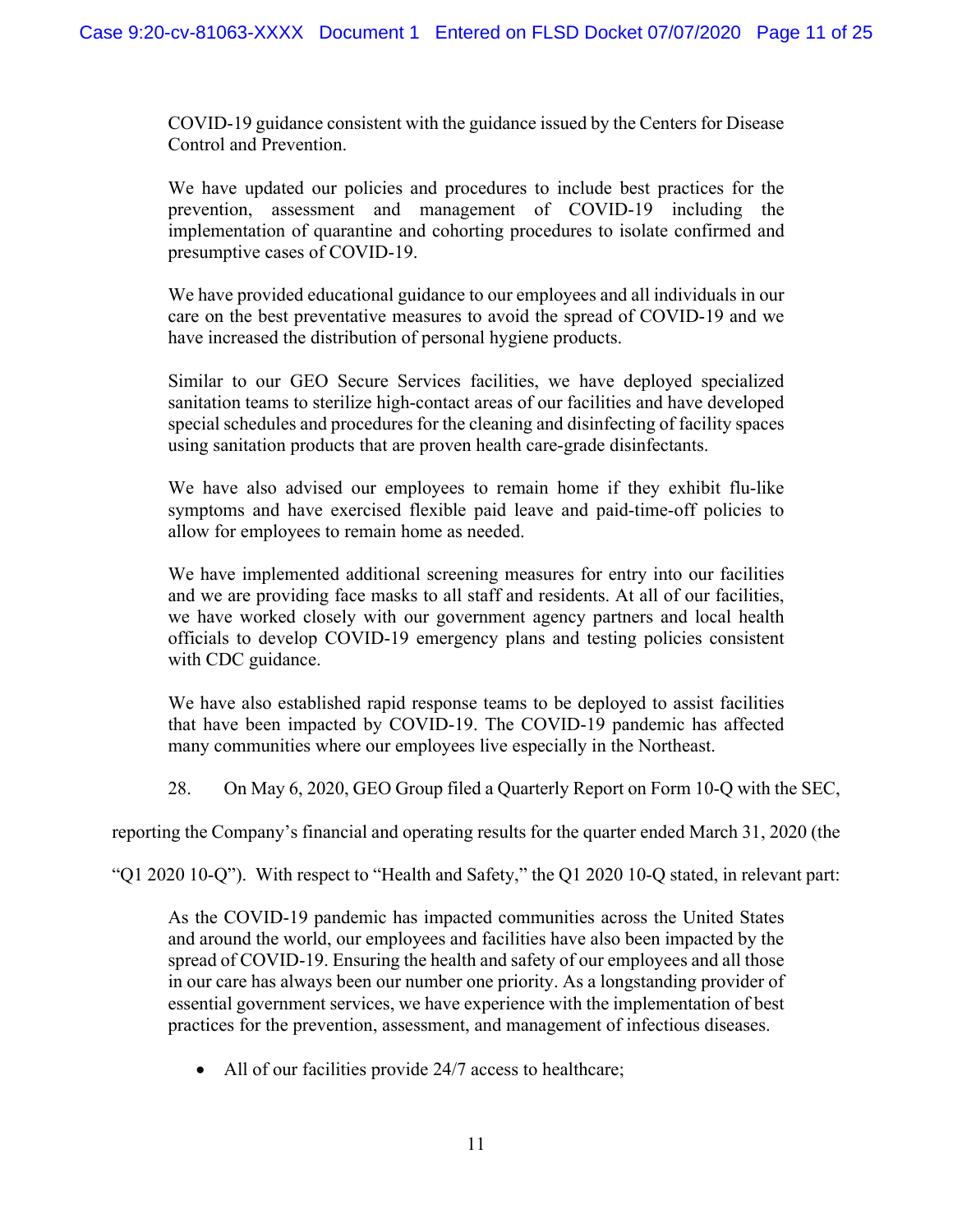> COVID-19 guidance consistent with the guidance issued by the Centers for Disease Control and Prevention.
>
> We have updated our policies and procedures to include best practices for the prevention, assessment and management of COVID-19 including the implementation of quarantine and cohorting procedures to isolate confirmed and presumptive cases of COVID-19.
>
> We have provided educational guidance to our employees and all individuals in our care on the best preventative measures to avoid the spread of COVID-19 and we have increased the distribution of personal hygiene products.
>
> Similar to our GEO Secure Services facilities, we have deployed specialized sanitation teams to sterilize high-contact areas of our facilities and have developed special schedules and procedures for the cleaning and disinfecting of facility spaces using sanitation products that are proven health care-grade disinfectants.
>
> We have also advised our employees to remain home if they exhibit flu-like symptoms and have exercised flexible paid leave and paid-time-off policies to allow for employees to remain home as needed.
>
> We have implemented additional screening measures for entry into our facilities and we are providing face masks to all staff and residents. At all of our facilities, we have worked closely with our government agency partners and local health officials to develop COVID-19 emergency plans and testing policies consistent with CDC guidance.
>
> We have also established rapid response teams to be deployed to assist facilities that have been impacted by COVID-19. The COVID-19 pandemic has affected many communities where our employees live especially in the Northeast.

28. On May 6, 2020, GEO Group filed a Quarterly Report on Form 10-Q with the SEC, reporting the Company's financial and operating results for the quarter ended March 31, 2020 (the "Q1 2020 10-Q"). With respect to "Health and Safety," the Q1 2020 10-Q stated, in relevant part:

> As the COVID-19 pandemic has impacted communities across the United States and around the world, our employees and facilities have also been impacted by the spread of COVID-19. Ensuring the health and safety of our employees and all those in our care has always been our number one priority. As a longstanding provider of essential government services, we have experience with the implementation of best practices for the prevention, assessment, and management of infectious diseases.
>
> - All of our facilities provide 24/7 access to healthcare;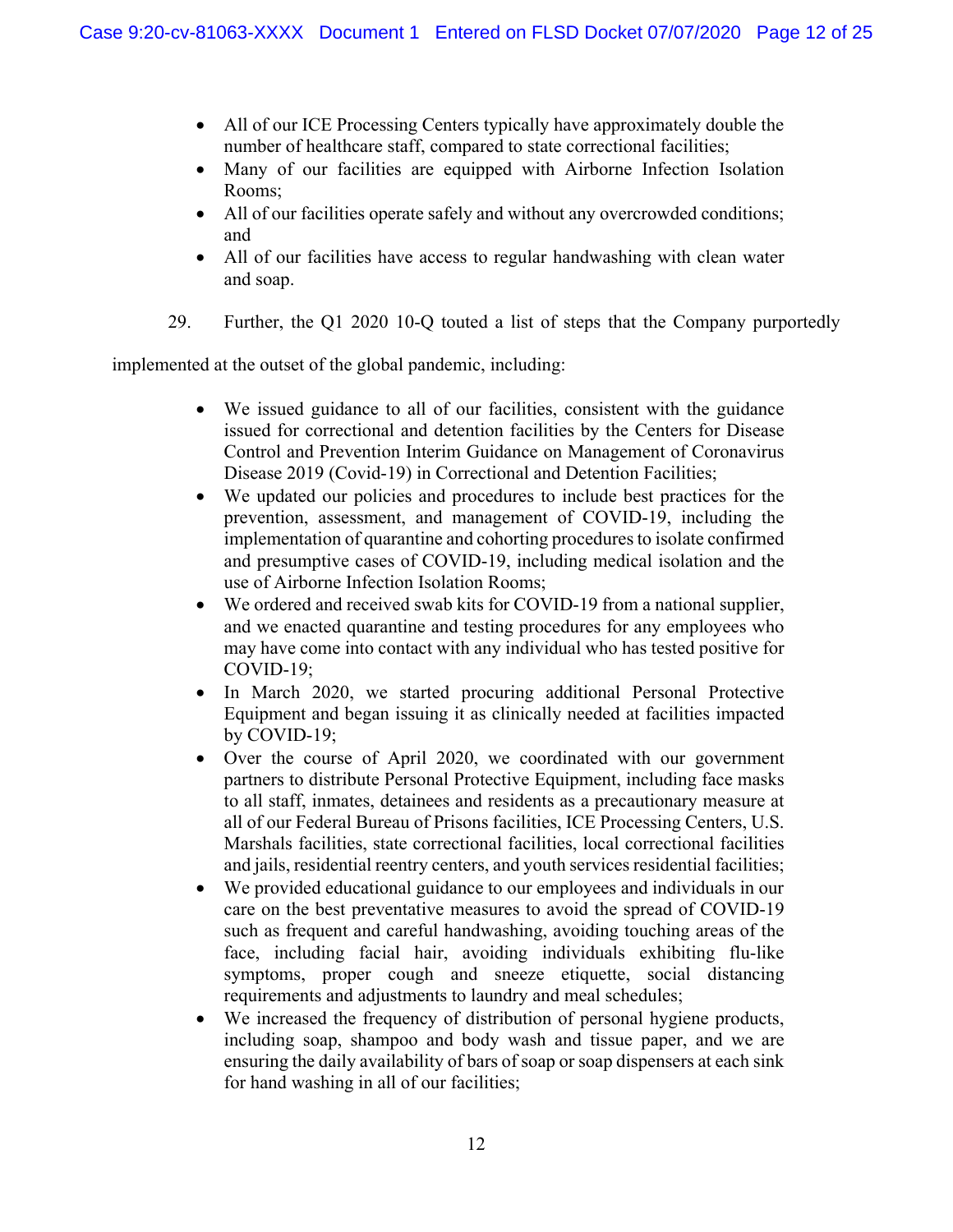- All of our ICE Processing Centers typically have approximately double the number of healthcare staff, compared to state correctional facilities;
- Many of our facilities are equipped with Airborne Infection Isolation Rooms;
- All of our facilities operate safely and without any overcrowded conditions; and
- All of our facilities have access to regular handwashing with clean water and soap.

29. Further, the Q1 2020 10-Q touted a list of steps that the Company purportedly implemented at the outset of the global pandemic, including:

- We issued guidance to all of our facilities, consistent with the guidance issued for correctional and detention facilities by the Centers for Disease Control and Prevention Interim Guidance on Management of Coronavirus Disease 2019 (Covid-19) in Correctional and Detention Facilities;
- We updated our policies and procedures to include best practices for the prevention, assessment, and management of COVID-19, including the implementation of quarantine and cohorting procedures to isolate confirmed and presumptive cases of COVID-19, including medical isolation and the use of Airborne Infection Isolation Rooms;
- We ordered and received swab kits for COVID-19 from a national supplier, and we enacted quarantine and testing procedures for any employees who may have come into contact with any individual who has tested positive for COVID-19;
- In March 2020, we started procuring additional Personal Protective Equipment and began issuing it as clinically needed at facilities impacted by COVID-19;
- Over the course of April 2020, we coordinated with our government partners to distribute Personal Protective Equipment, including face masks to all staff, inmates, detainees and residents as a precautionary measure at all of our Federal Bureau of Prisons facilities, ICE Processing Centers, U.S. Marshals facilities, state correctional facilities, local correctional facilities and jails, residential reentry centers, and youth services residential facilities;
- We provided educational guidance to our employees and individuals in our care on the best preventative measures to avoid the spread of COVID-19 such as frequent and careful handwashing, avoiding touching areas of the face, including facial hair, avoiding individuals exhibiting flu-like symptoms, proper cough and sneeze etiquette, social distancing requirements and adjustments to laundry and meal schedules;
- We increased the frequency of distribution of personal hygiene products, including soap, shampoo and body wash and tissue paper, and we are ensuring the daily availability of bars of soap or soap dispensers at each sink for hand washing in all of our facilities;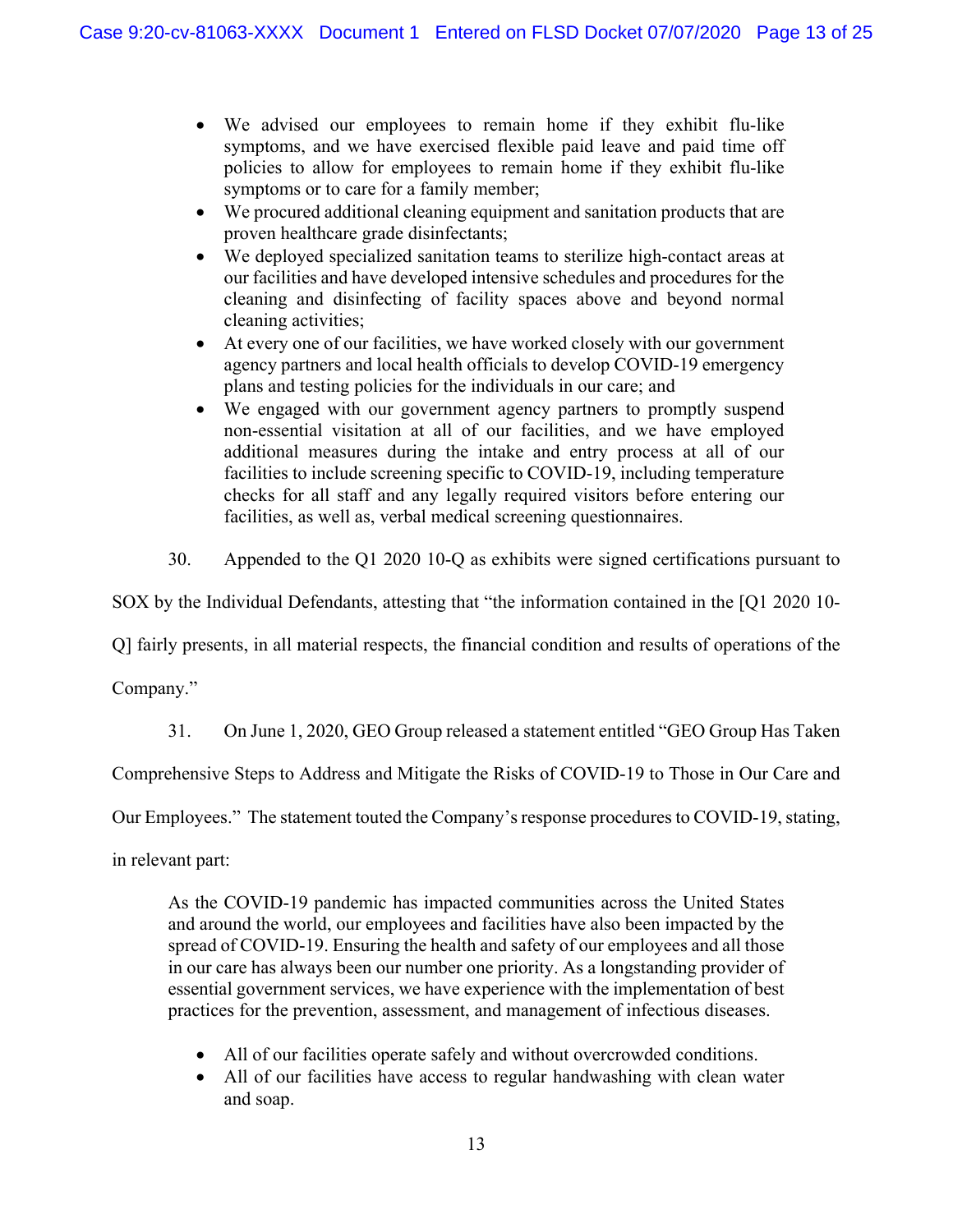- We advised our employees to remain home if they exhibit flu-like symptoms, and we have exercised flexible paid leave and paid time off policies to allow for employees to remain home if they exhibit flu-like symptoms or to care for a family member;
- We procured additional cleaning equipment and sanitation products that are proven healthcare grade disinfectants;
- We deployed specialized sanitation teams to sterilize high-contact areas at our facilities and have developed intensive schedules and procedures for the cleaning and disinfecting of facility spaces above and beyond normal cleaning activities;
- At every one of our facilities, we have worked closely with our government agency partners and local health officials to develop COVID-19 emergency plans and testing policies for the individuals in our care; and
- We engaged with our government agency partners to promptly suspend non-essential visitation at all of our facilities, and we have employed additional measures during the intake and entry process at all of our facilities to include screening specific to COVID-19, including temperature checks for all staff and any legally required visitors before entering our facilities, as well as, verbal medical screening questionnaires.

30. Appended to the Q1 2020 10-Q as exhibits were signed certifications pursuant to SOX by the Individual Defendants, attesting that "the information contained in the [Q1 2020 10-Q] fairly presents, in all material respects, the financial condition and results of operations of the Company."

31. On June 1, 2020, GEO Group released a statement entitled "GEO Group Has Taken Comprehensive Steps to Address and Mitigate the Risks of COVID-19 to Those in Our Care and Our Employees." The statement touted the Company's response procedures to COVID-19, stating, in relevant part:

> As the COVID-19 pandemic has impacted communities across the United States and around the world, our employees and facilities have also been impacted by the spread of COVID-19. Ensuring the health and safety of our employees and all those in our care has always been our number one priority. As a longstanding provider of essential government services, we have experience with the implementation of best practices for the prevention, assessment, and management of infectious diseases.
>
> - All of our facilities operate safely and without overcrowded conditions.
> - All of our facilities have access to regular handwashing with clean water and soap.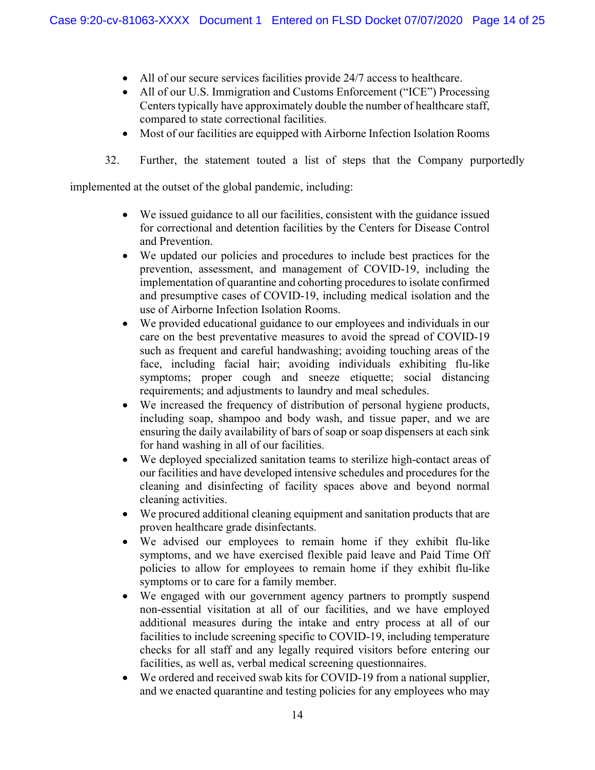- All of our secure services facilities provide 24/7 access to healthcare.
- All of our U.S. Immigration and Customs Enforcement ("ICE") Processing Centers typically have approximately double the number of healthcare staff, compared to state correctional facilities.
- Most of our facilities are equipped with Airborne Infection Isolation Rooms

32. Further, the statement touted a list of steps that the Company purportedly implemented at the outset of the global pandemic, including:

- We issued guidance to all our facilities, consistent with the guidance issued for correctional and detention facilities by the Centers for Disease Control and Prevention.
- We updated our policies and procedures to include best practices for the prevention, assessment, and management of COVID-19, including the implementation of quarantine and cohorting procedures to isolate confirmed and presumptive cases of COVID-19, including medical isolation and the use of Airborne Infection Isolation Rooms.
- We provided educational guidance to our employees and individuals in our care on the best preventative measures to avoid the spread of COVID-19 such as frequent and careful handwashing; avoiding touching areas of the face, including facial hair; avoiding individuals exhibiting flu-like symptoms; proper cough and sneeze etiquette; social distancing requirements; and adjustments to laundry and meal schedules.
- We increased the frequency of distribution of personal hygiene products, including soap, shampoo and body wash, and tissue paper, and we are ensuring the daily availability of bars of soap or soap dispensers at each sink for hand washing in all of our facilities.
- We deployed specialized sanitation teams to sterilize high-contact areas of our facilities and have developed intensive schedules and procedures for the cleaning and disinfecting of facility spaces above and beyond normal cleaning activities.
- We procured additional cleaning equipment and sanitation products that are proven healthcare grade disinfectants.
- We advised our employees to remain home if they exhibit flu-like symptoms, and we have exercised flexible paid leave and Paid Time Off policies to allow for employees to remain home if they exhibit flu-like symptoms or to care for a family member.
- We engaged with our government agency partners to promptly suspend non-essential visitation at all of our facilities, and we have employed additional measures during the intake and entry process at all of our facilities to include screening specific to COVID-19, including temperature checks for all staff and any legally required visitors before entering our facilities, as well as, verbal medical screening questionnaires.
- We ordered and received swab kits for COVID-19 from a national supplier, and we enacted quarantine and testing policies for any employees who may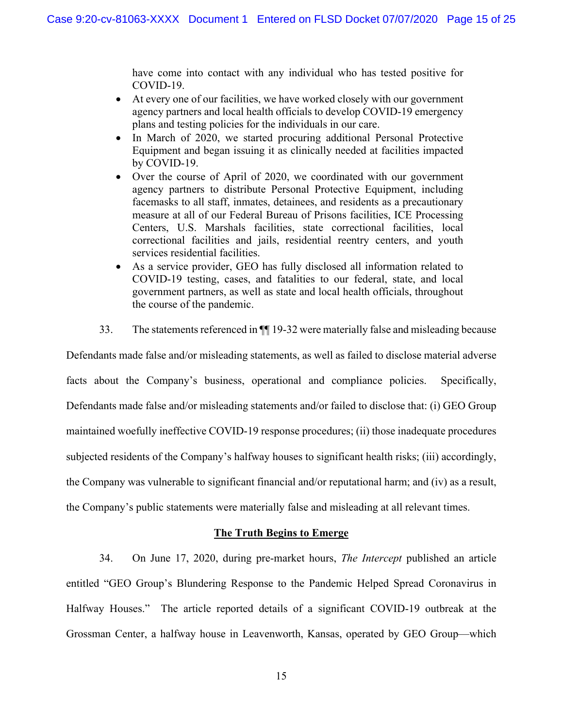have come into contact with any individual who has tested positive for COVID-19.

- At every one of our facilities, we have worked closely with our government agency partners and local health officials to develop COVID-19 emergency plans and testing policies for the individuals in our care.
- In March of 2020, we started procuring additional Personal Protective Equipment and began issuing it as clinically needed at facilities impacted by COVID-19.
- Over the course of April of 2020, we coordinated with our government agency partners to distribute Personal Protective Equipment, including facemasks to all staff, inmates, detainees, and residents as a precautionary measure at all of our Federal Bureau of Prisons facilities, ICE Processing Centers, U.S. Marshals facilities, state correctional facilities, local correctional facilities and jails, residential reentry centers, and youth services residential facilities.
- As a service provider, GEO has fully disclosed all information related to COVID-19 testing, cases, and fatalities to our federal, state, and local government partners, as well as state and local health officials, throughout the course of the pandemic.

33. The statements referenced in ¶¶ 19-32 were materially false and misleading because Defendants made false and/or misleading statements, as well as failed to disclose material adverse facts about the Company's business, operational and compliance policies. Specifically, Defendants made false and/or misleading statements and/or failed to disclose that: (i) GEO Group maintained woefully ineffective COVID-19 response procedures; (ii) those inadequate procedures subjected residents of the Company's halfway houses to significant health risks; (iii) accordingly, the Company was vulnerable to significant financial and/or reputational harm; and (iv) as a result, the Company's public statements were materially false and misleading at all relevant times.

**The Truth Begins to Emerge**

34. On June 17, 2020, during pre-market hours, *The Intercept* published an article entitled "GEO Group's Blundering Response to the Pandemic Helped Spread Coronavirus in Halfway Houses." The article reported details of a significant COVID-19 outbreak at the Grossman Center, a halfway house in Leavenworth, Kansas, operated by GEO Group—which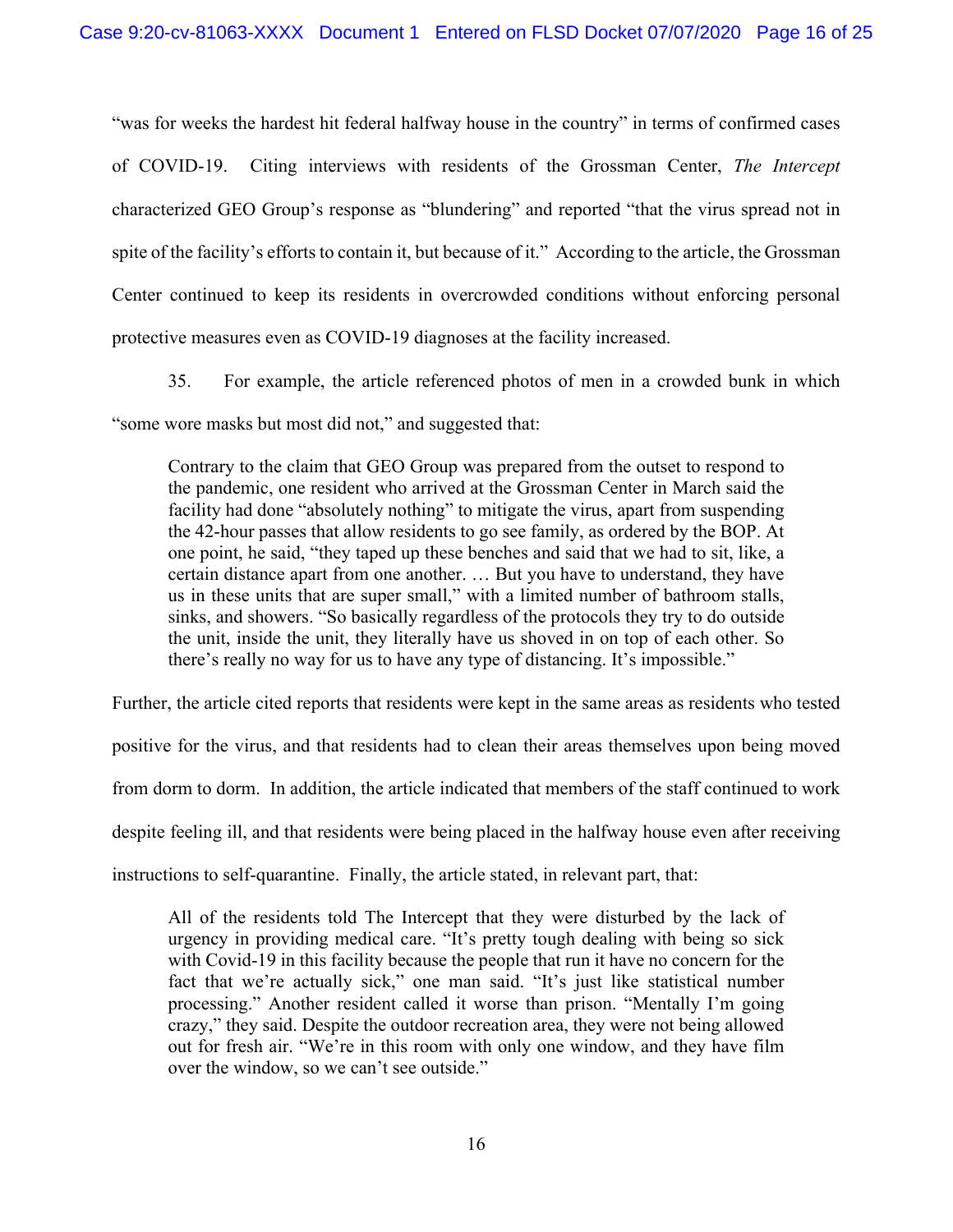"was for weeks the hardest hit federal halfway house in the country" in terms of confirmed cases of COVID-19. Citing interviews with residents of the Grossman Center, *The Intercept* characterized GEO Group's response as "blundering" and reported "that the virus spread not in spite of the facility's efforts to contain it, but because of it." According to the article, the Grossman Center continued to keep its residents in overcrowded conditions without enforcing personal protective measures even as COVID-19 diagnoses at the facility increased.

35. For example, the article referenced photos of men in a crowded bunk in which "some wore masks but most did not," and suggested that:

> Contrary to the claim that GEO Group was prepared from the outset to respond to the pandemic, one resident who arrived at the Grossman Center in March said the facility had done "absolutely nothing" to mitigate the virus, apart from suspending the 42-hour passes that allow residents to go see family, as ordered by the BOP. At one point, he said, "they taped up these benches and said that we had to sit, like, a certain distance apart from one another. … But you have to understand, they have us in these units that are super small," with a limited number of bathroom stalls, sinks, and showers. "So basically regardless of the protocols they try to do outside the unit, inside the unit, they literally have us shoved in on top of each other. So there's really no way for us to have any type of distancing. It's impossible."

Further, the article cited reports that residents were kept in the same areas as residents who tested positive for the virus, and that residents had to clean their areas themselves upon being moved from dorm to dorm. In addition, the article indicated that members of the staff continued to work despite feeling ill, and that residents were being placed in the halfway house even after receiving instructions to self-quarantine. Finally, the article stated, in relevant part, that:

> All of the residents told The Intercept that they were disturbed by the lack of urgency in providing medical care. "It's pretty tough dealing with being so sick with Covid-19 in this facility because the people that run it have no concern for the fact that we're actually sick," one man said. "It's just like statistical number processing." Another resident called it worse than prison. "Mentally I'm going crazy," they said. Despite the outdoor recreation area, they were not being allowed out for fresh air. "We're in this room with only one window, and they have film over the window, so we can't see outside."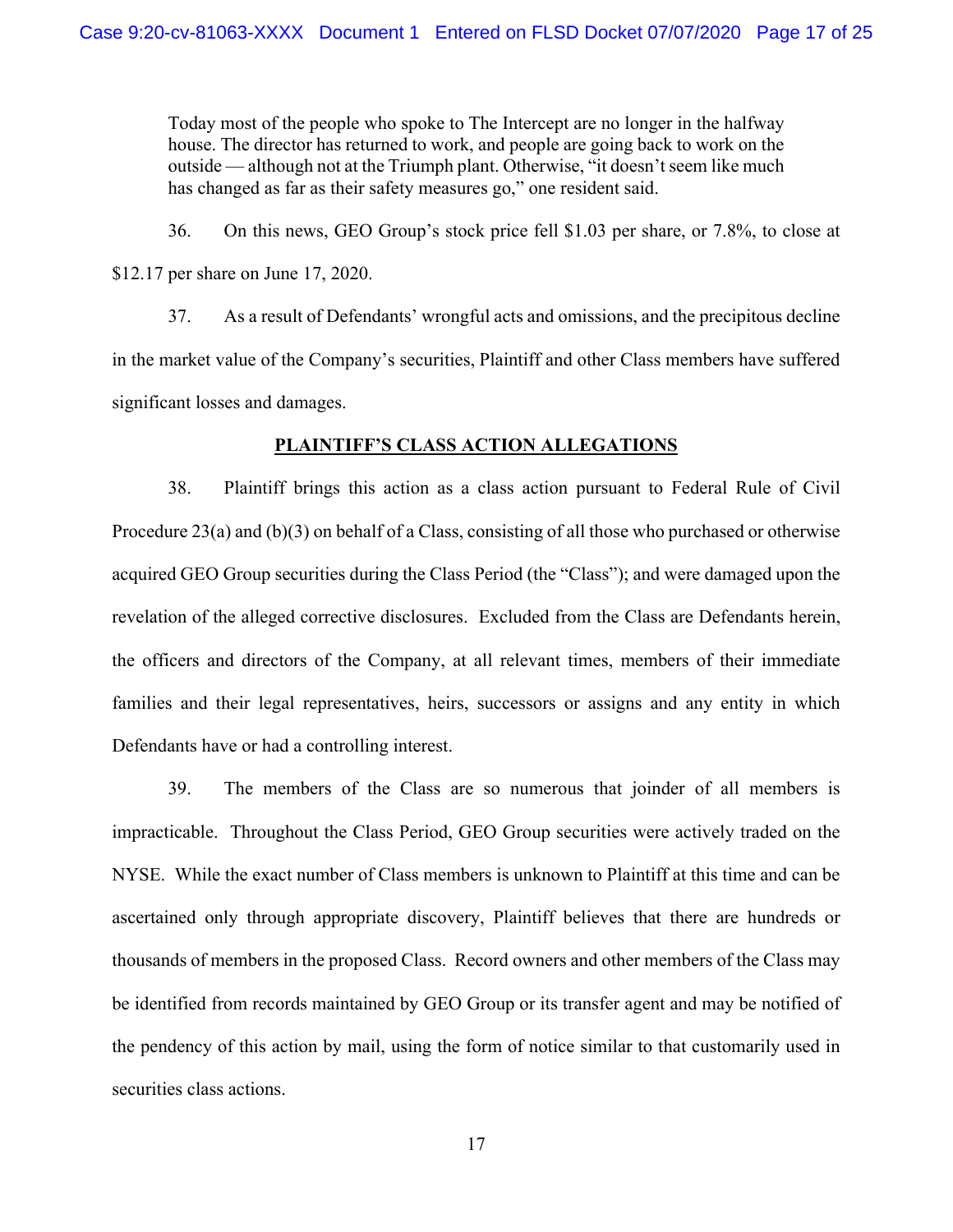> Today most of the people who spoke to The Intercept are no longer in the halfway house. The director has returned to work, and people are going back to work on the outside — although not at the Triumph plant. Otherwise, "it doesn't seem like much has changed as far as their safety measures go," one resident said.

36. On this news, GEO Group's stock price fell $1.03 per share, or 7.8%, to close at $12.17 per share on June 17, 2020.

37. As a result of Defendants' wrongful acts and omissions, and the precipitous decline in the market value of the Company's securities, Plaintiff and other Class members have suffered significant losses and damages.

## PLAINTIFF'S CLASS ACTION ALLEGATIONS

38. Plaintiff brings this action as a class action pursuant to Federal Rule of Civil Procedure 23(a) and (b)(3) on behalf of a Class, consisting of all those who purchased or otherwise acquired GEO Group securities during the Class Period (the "Class"); and were damaged upon the revelation of the alleged corrective disclosures. Excluded from the Class are Defendants herein, the officers and directors of the Company, at all relevant times, members of their immediate families and their legal representatives, heirs, successors or assigns and any entity in which Defendants have or had a controlling interest.

39. The members of the Class are so numerous that joinder of all members is impracticable. Throughout the Class Period, GEO Group securities were actively traded on the NYSE. While the exact number of Class members is unknown to Plaintiff at this time and can be ascertained only through appropriate discovery, Plaintiff believes that there are hundreds or thousands of members in the proposed Class. Record owners and other members of the Class may be identified from records maintained by GEO Group or its transfer agent and may be notified of the pendency of this action by mail, using the form of notice similar to that customarily used in securities class actions.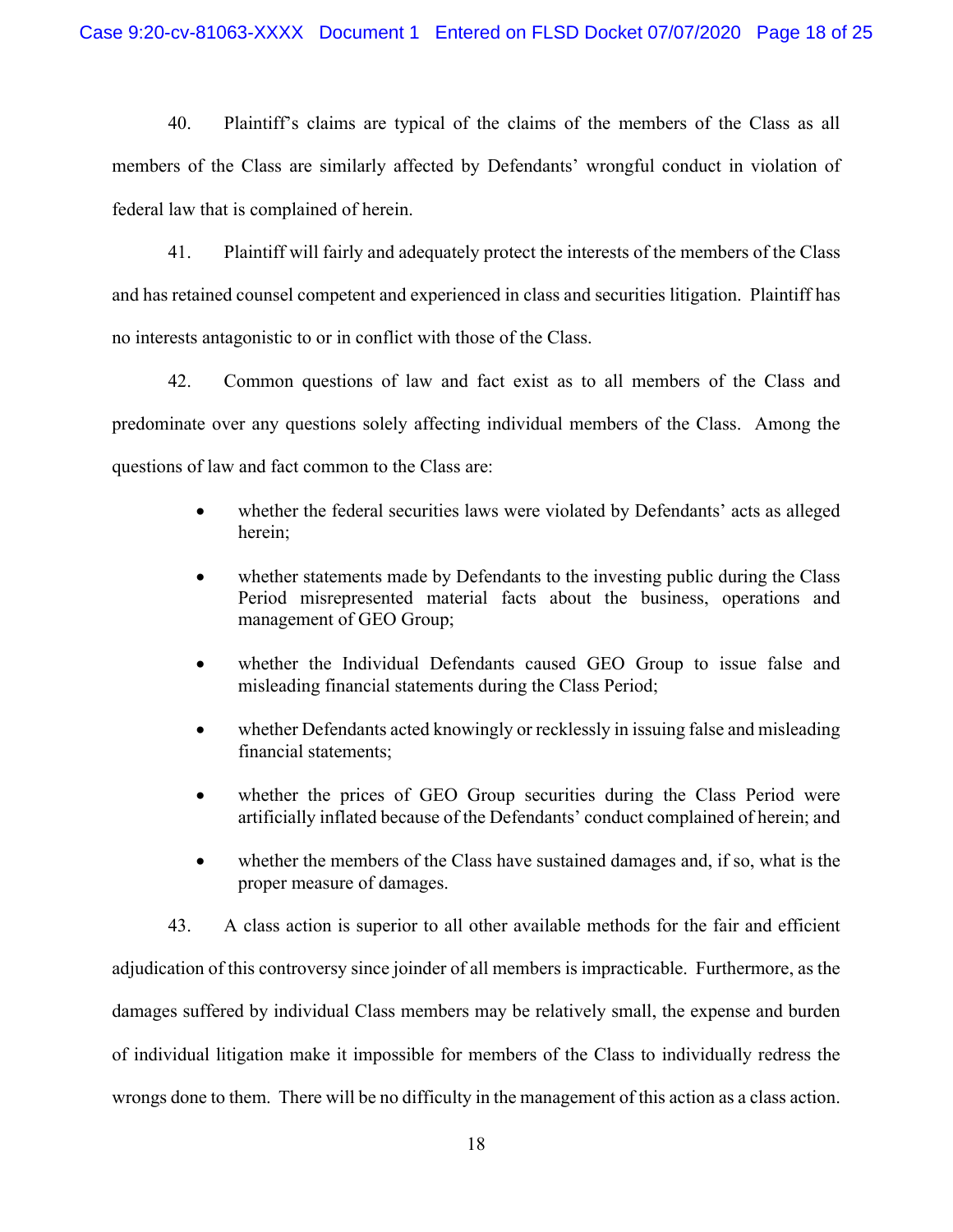40. Plaintiff's claims are typical of the claims of the members of the Class as all members of the Class are similarly affected by Defendants' wrongful conduct in violation of federal law that is complained of herein.

41. Plaintiff will fairly and adequately protect the interests of the members of the Class and has retained counsel competent and experienced in class and securities litigation. Plaintiff has no interests antagonistic to or in conflict with those of the Class.

42. Common questions of law and fact exist as to all members of the Class and predominate over any questions solely affecting individual members of the Class. Among the questions of law and fact common to the Class are:

- whether the federal securities laws were violated by Defendants' acts as alleged herein;
- whether statements made by Defendants to the investing public during the Class Period misrepresented material facts about the business, operations and management of GEO Group;
- whether the Individual Defendants caused GEO Group to issue false and misleading financial statements during the Class Period;
- whether Defendants acted knowingly or recklessly in issuing false and misleading financial statements;
- whether the prices of GEO Group securities during the Class Period were artificially inflated because of the Defendants' conduct complained of herein; and
- whether the members of the Class have sustained damages and, if so, what is the proper measure of damages.

43. A class action is superior to all other available methods for the fair and efficient adjudication of this controversy since joinder of all members is impracticable. Furthermore, as the damages suffered by individual Class members may be relatively small, the expense and burden of individual litigation make it impossible for members of the Class to individually redress the wrongs done to them. There will be no difficulty in the management of this action as a class action.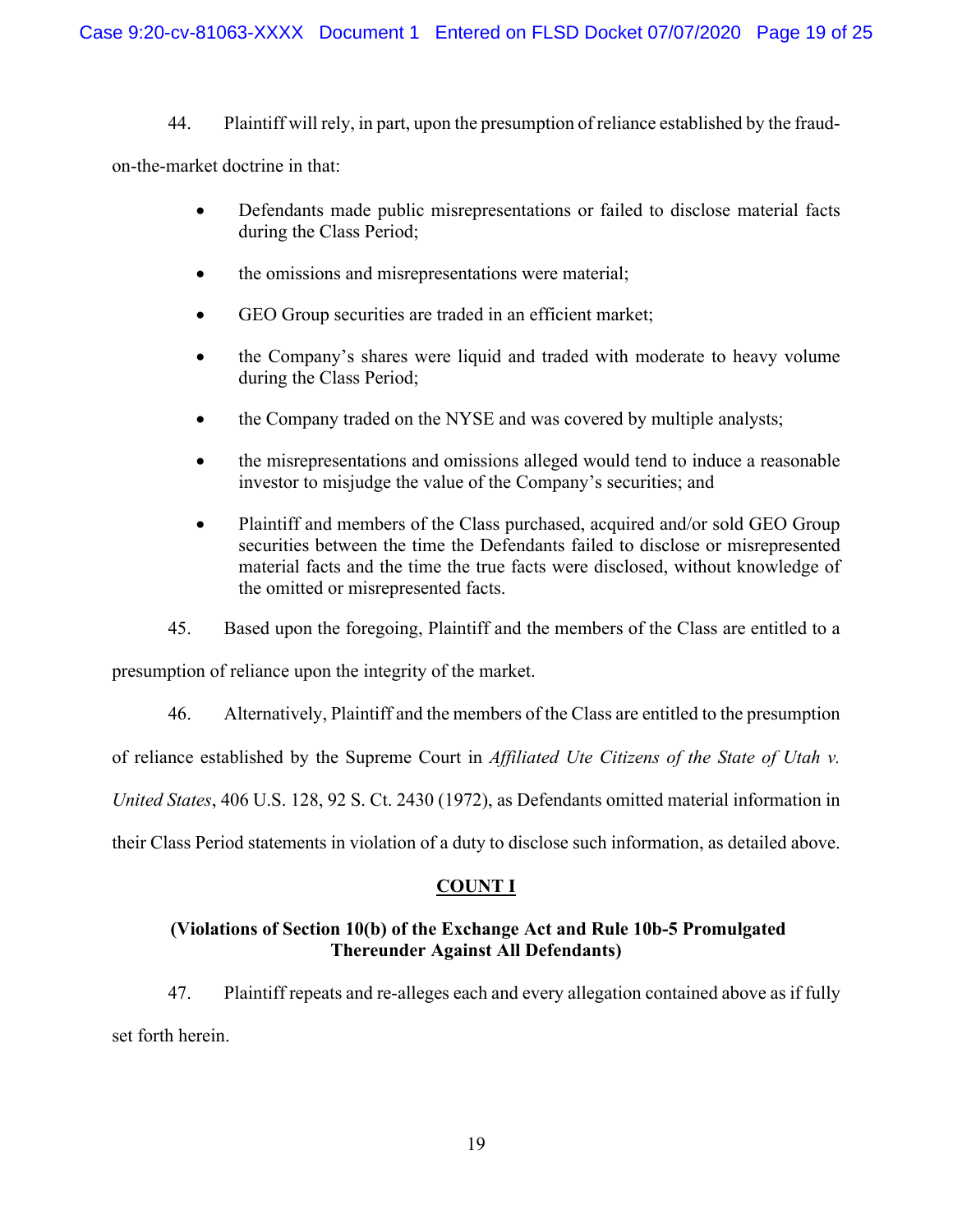44. Plaintiff will rely, in part, upon the presumption of reliance established by the fraud-on-the-market doctrine in that:

- Defendants made public misrepresentations or failed to disclose material facts during the Class Period;
- the omissions and misrepresentations were material;
- GEO Group securities are traded in an efficient market;
- the Company's shares were liquid and traded with moderate to heavy volume during the Class Period;
- the Company traded on the NYSE and was covered by multiple analysts;
- the misrepresentations and omissions alleged would tend to induce a reasonable investor to misjudge the value of the Company's securities; and
- Plaintiff and members of the Class purchased, acquired and/or sold GEO Group securities between the time the Defendants failed to disclose or misrepresented material facts and the time the true facts were disclosed, without knowledge of the omitted or misrepresented facts.

45. Based upon the foregoing, Plaintiff and the members of the Class are entitled to a presumption of reliance upon the integrity of the market.

46. Alternatively, Plaintiff and the members of the Class are entitled to the presumption of reliance established by the Supreme Court in *Affiliated Ute Citizens of the State of Utah v. United States*, 406 U.S. 128, 92 S. Ct. 2430 (1972), as Defendants omitted material information in their Class Period statements in violation of a duty to disclose such information, as detailed above.

## COUNT I

### (Violations of Section 10(b) of the Exchange Act and Rule 10b-5 Promulgated Thereunder Against All Defendants)

47. Plaintiff repeats and re-alleges each and every allegation contained above as if fully set forth herein.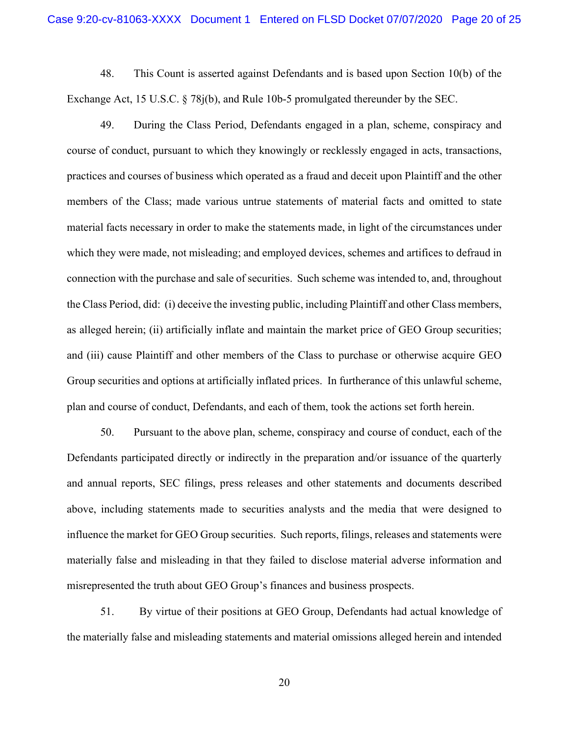48. This Count is asserted against Defendants and is based upon Section 10(b) of the Exchange Act, 15 U.S.C. § 78j(b), and Rule 10b-5 promulgated thereunder by the SEC.

49. During the Class Period, Defendants engaged in a plan, scheme, conspiracy and course of conduct, pursuant to which they knowingly or recklessly engaged in acts, transactions, practices and courses of business which operated as a fraud and deceit upon Plaintiff and the other members of the Class; made various untrue statements of material facts and omitted to state material facts necessary in order to make the statements made, in light of the circumstances under which they were made, not misleading; and employed devices, schemes and artifices to defraud in connection with the purchase and sale of securities. Such scheme was intended to, and, throughout the Class Period, did: (i) deceive the investing public, including Plaintiff and other Class members, as alleged herein; (ii) artificially inflate and maintain the market price of GEO Group securities; and (iii) cause Plaintiff and other members of the Class to purchase or otherwise acquire GEO Group securities and options at artificially inflated prices. In furtherance of this unlawful scheme, plan and course of conduct, Defendants, and each of them, took the actions set forth herein.

50. Pursuant to the above plan, scheme, conspiracy and course of conduct, each of the Defendants participated directly or indirectly in the preparation and/or issuance of the quarterly and annual reports, SEC filings, press releases and other statements and documents described above, including statements made to securities analysts and the media that were designed to influence the market for GEO Group securities. Such reports, filings, releases and statements were materially false and misleading in that they failed to disclose material adverse information and misrepresented the truth about GEO Group's finances and business prospects.

51. By virtue of their positions at GEO Group, Defendants had actual knowledge of the materially false and misleading statements and material omissions alleged herein and intended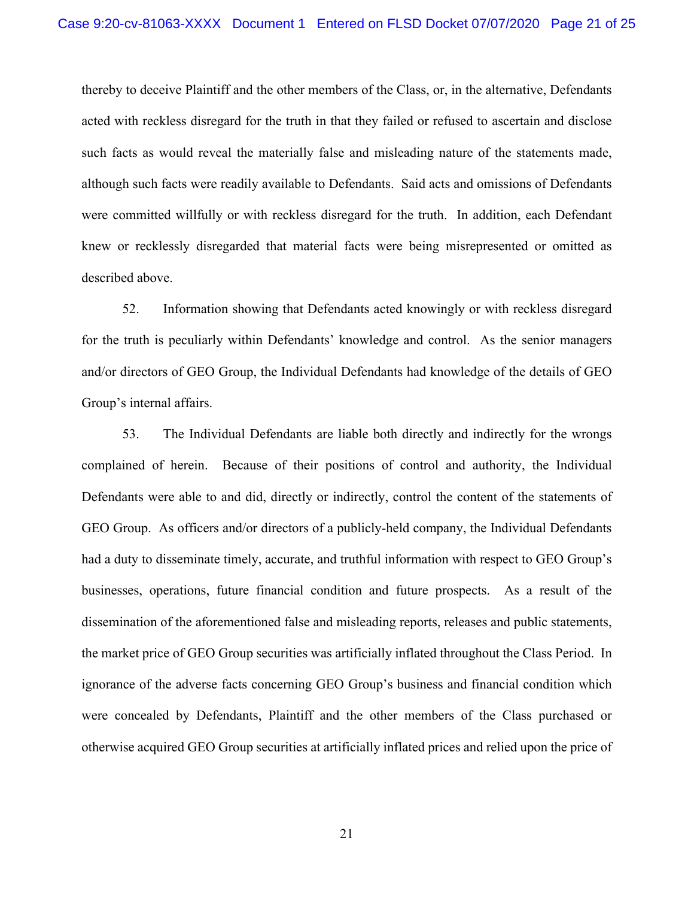thereby to deceive Plaintiff and the other members of the Class, or, in the alternative, Defendants acted with reckless disregard for the truth in that they failed or refused to ascertain and disclose such facts as would reveal the materially false and misleading nature of the statements made, although such facts were readily available to Defendants. Said acts and omissions of Defendants were committed willfully or with reckless disregard for the truth. In addition, each Defendant knew or recklessly disregarded that material facts were being misrepresented or omitted as described above.

52. Information showing that Defendants acted knowingly or with reckless disregard for the truth is peculiarly within Defendants' knowledge and control. As the senior managers and/or directors of GEO Group, the Individual Defendants had knowledge of the details of GEO Group's internal affairs.

53. The Individual Defendants are liable both directly and indirectly for the wrongs complained of herein. Because of their positions of control and authority, the Individual Defendants were able to and did, directly or indirectly, control the content of the statements of GEO Group. As officers and/or directors of a publicly-held company, the Individual Defendants had a duty to disseminate timely, accurate, and truthful information with respect to GEO Group's businesses, operations, future financial condition and future prospects. As a result of the dissemination of the aforementioned false and misleading reports, releases and public statements, the market price of GEO Group securities was artificially inflated throughout the Class Period. In ignorance of the adverse facts concerning GEO Group's business and financial condition which were concealed by Defendants, Plaintiff and the other members of the Class purchased or otherwise acquired GEO Group securities at artificially inflated prices and relied upon the price of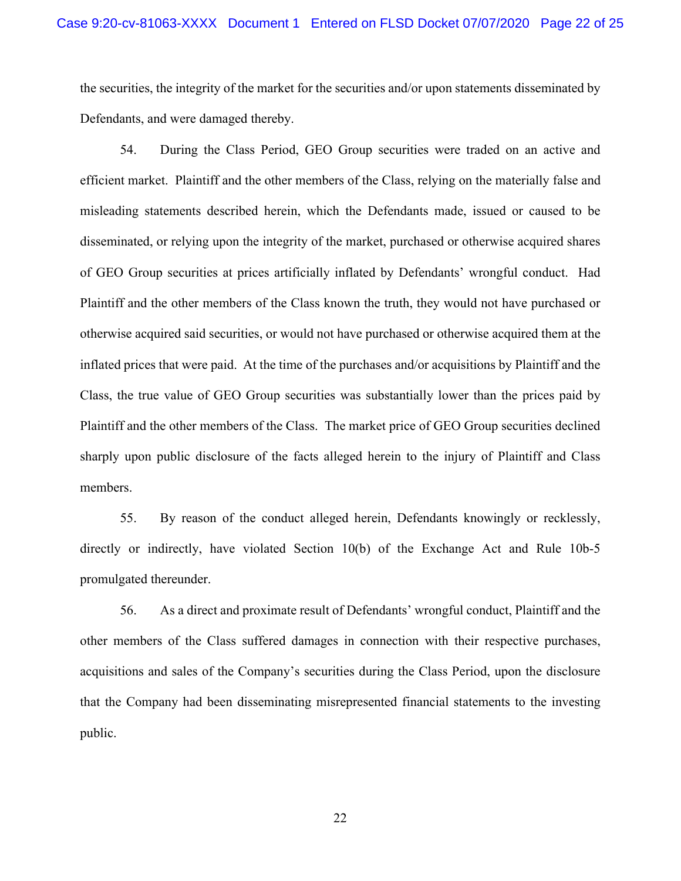the securities, the integrity of the market for the securities and/or upon statements disseminated by Defendants, and were damaged thereby.

54. During the Class Period, GEO Group securities were traded on an active and efficient market. Plaintiff and the other members of the Class, relying on the materially false and misleading statements described herein, which the Defendants made, issued or caused to be disseminated, or relying upon the integrity of the market, purchased or otherwise acquired shares of GEO Group securities at prices artificially inflated by Defendants' wrongful conduct. Had Plaintiff and the other members of the Class known the truth, they would not have purchased or otherwise acquired said securities, or would not have purchased or otherwise acquired them at the inflated prices that were paid. At the time of the purchases and/or acquisitions by Plaintiff and the Class, the true value of GEO Group securities was substantially lower than the prices paid by Plaintiff and the other members of the Class. The market price of GEO Group securities declined sharply upon public disclosure of the facts alleged herein to the injury of Plaintiff and Class members.

55. By reason of the conduct alleged herein, Defendants knowingly or recklessly, directly or indirectly, have violated Section 10(b) of the Exchange Act and Rule 10b-5 promulgated thereunder.

56. As a direct and proximate result of Defendants' wrongful conduct, Plaintiff and the other members of the Class suffered damages in connection with their respective purchases, acquisitions and sales of the Company's securities during the Class Period, upon the disclosure that the Company had been disseminating misrepresented financial statements to the investing public.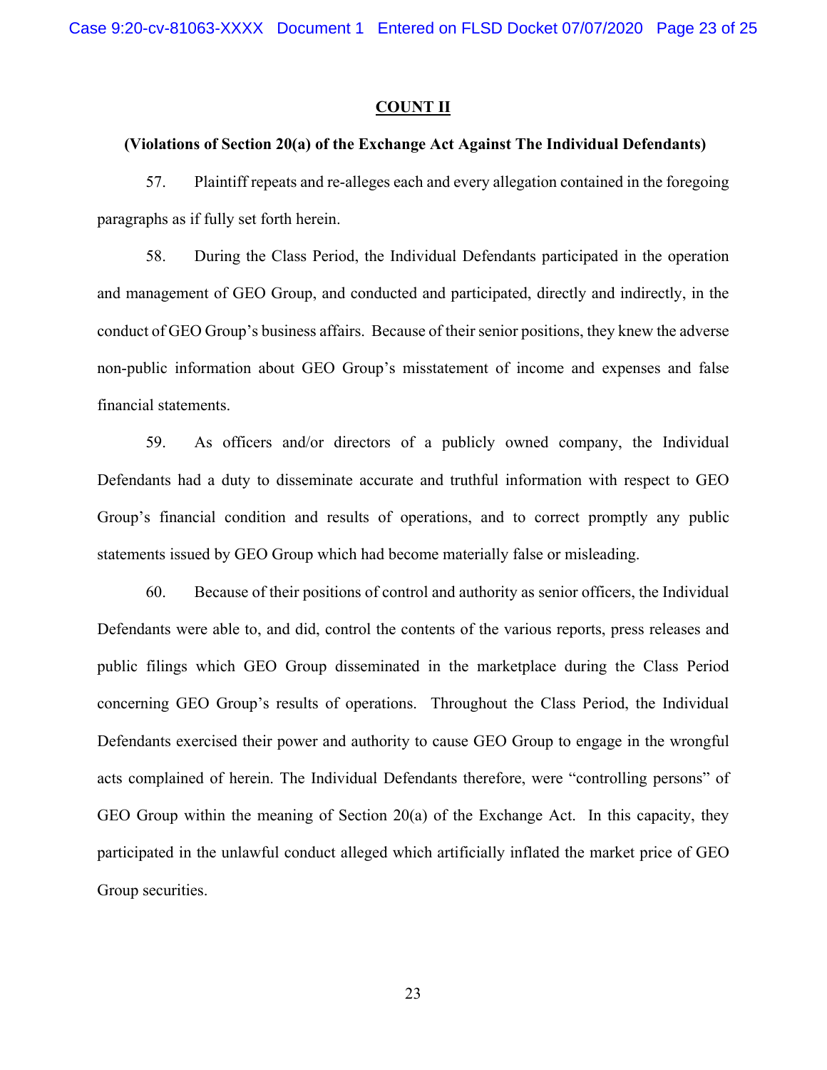**COUNT II**

**(Violations of Section 20(a) of the Exchange Act Against The Individual Defendants)**

57. Plaintiff repeats and re-alleges each and every allegation contained in the foregoing paragraphs as if fully set forth herein.

58. During the Class Period, the Individual Defendants participated in the operation and management of GEO Group, and conducted and participated, directly and indirectly, in the conduct of GEO Group's business affairs. Because of their senior positions, they knew the adverse non-public information about GEO Group's misstatement of income and expenses and false financial statements.

59. As officers and/or directors of a publicly owned company, the Individual Defendants had a duty to disseminate accurate and truthful information with respect to GEO Group's financial condition and results of operations, and to correct promptly any public statements issued by GEO Group which had become materially false or misleading.

60. Because of their positions of control and authority as senior officers, the Individual Defendants were able to, and did, control the contents of the various reports, press releases and public filings which GEO Group disseminated in the marketplace during the Class Period concerning GEO Group's results of operations. Throughout the Class Period, the Individual Defendants exercised their power and authority to cause GEO Group to engage in the wrongful acts complained of herein. The Individual Defendants therefore, were "controlling persons" of GEO Group within the meaning of Section 20(a) of the Exchange Act. In this capacity, they participated in the unlawful conduct alleged which artificially inflated the market price of GEO Group securities.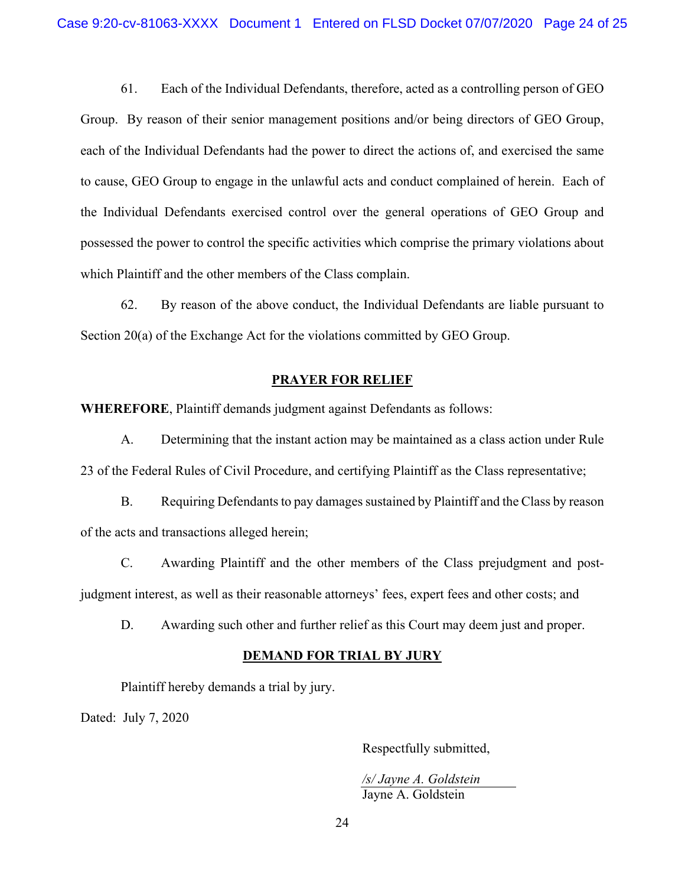61. Each of the Individual Defendants, therefore, acted as a controlling person of GEO Group. By reason of their senior management positions and/or being directors of GEO Group, each of the Individual Defendants had the power to direct the actions of, and exercised the same to cause, GEO Group to engage in the unlawful acts and conduct complained of herein. Each of the Individual Defendants exercised control over the general operations of GEO Group and possessed the power to control the specific activities which comprise the primary violations about which Plaintiff and the other members of the Class complain.

62. By reason of the above conduct, the Individual Defendants are liable pursuant to Section 20(a) of the Exchange Act for the violations committed by GEO Group.

## PRAYER FOR RELIEF

**WHEREFORE**, Plaintiff demands judgment against Defendants as follows:

A. Determining that the instant action may be maintained as a class action under Rule 23 of the Federal Rules of Civil Procedure, and certifying Plaintiff as the Class representative;

B. Requiring Defendants to pay damages sustained by Plaintiff and the Class by reason of the acts and transactions alleged herein;

C. Awarding Plaintiff and the other members of the Class prejudgment and post-judgment interest, as well as their reasonable attorneys' fees, expert fees and other costs; and

D. Awarding such other and further relief as this Court may deem just and proper.

## DEMAND FOR TRIAL BY JURY

Plaintiff hereby demands a trial by jury.

Dated: July 7, 2020

Respectfully submitted,

*/s/ Jayne A. Goldstein*
Jayne A. Goldstein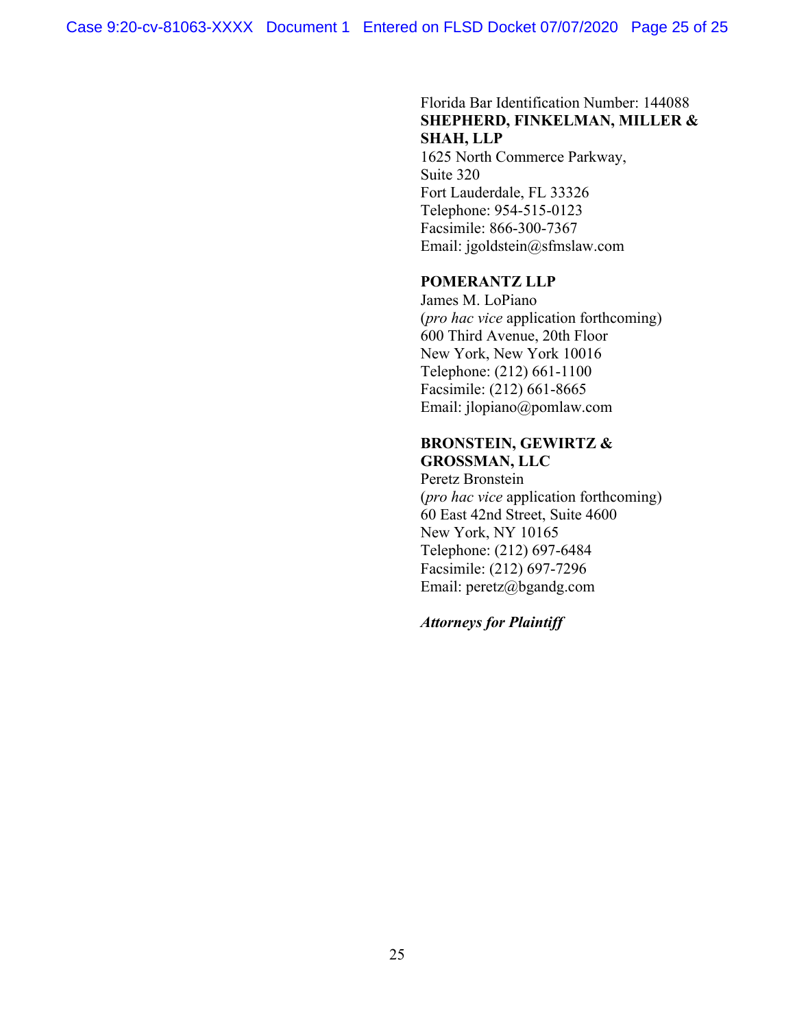Florida Bar Identification Number: 144088
**SHEPHERD, FINKELMAN, MILLER & SHAH, LLP**
1625 North Commerce Parkway,
Suite 320
Fort Lauderdale, FL 33326
Telephone: 954-515-0123
Facsimile: 866-300-7367
Email: jgoldstein@sfmslaw.com

**POMERANTZ LLP**
James M. LoPiano
(*pro hac vice* application forthcoming)
600 Third Avenue, 20th Floor
New York, New York 10016
Telephone: (212) 661-1100
Facsimile: (212) 661-8665
Email: jlopiano@pomlaw.com

**BRONSTEIN, GEWIRTZ & GROSSMAN, LLC**
Peretz Bronstein
(*pro hac vice* application forthcoming)
60 East 42nd Street, Suite 4600
New York, NY 10165
Telephone: (212) 697-6484
Facsimile: (212) 697-7296
Email: peretz@bgandg.com

***Attorneys for Plaintiff***